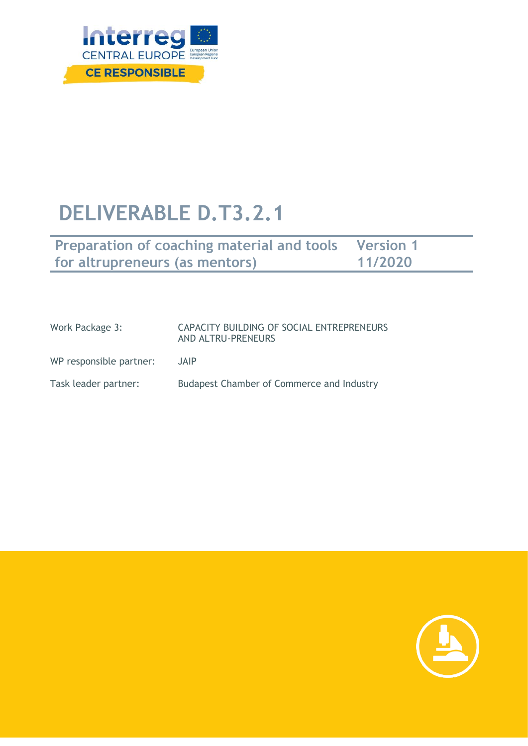Interreg CENTRAL EUROPE

CE RESPONSIBLE

# DELIVERABLE D.T3.2.1

**Preparation of coaching material and tools for altrupreneurs (as mentors)** — **Version 1, 11/2020**

| | |
|---|---|
| Work Package 3: | CAPACITY BUILDING OF SOCIAL ENTREPRENEURS AND ALTRU-PRENEURS |
| WP responsible partner: | JAIP |
| Task leader partner: | Budapest Chamber of Commerce and Industry |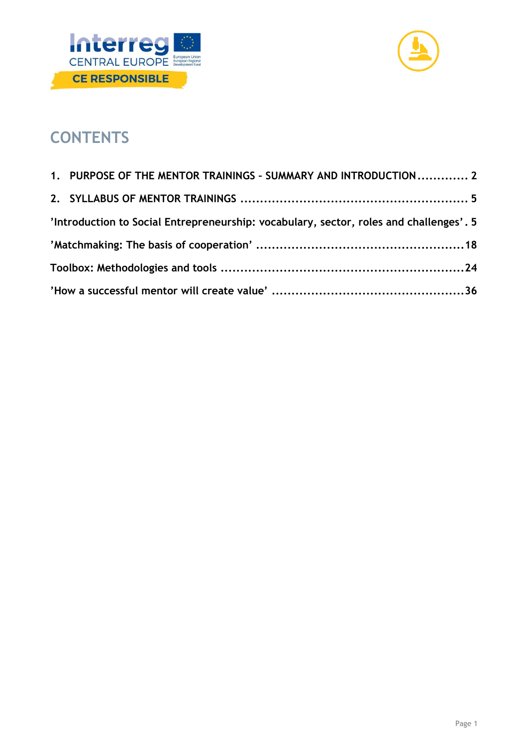# CONTENTS

1. PURPOSE OF THE MENTOR TRAININGS – SUMMARY AND INTRODUCTION ............. 2
2. SYLLABUS OF MENTOR TRAININGS ......................................................... 5

’Introduction to Social Entrepreneurship: vocabulary, sector, roles and challenges’ . 5

’Matchmaking: The basis of cooperation’ ..................................................... 18

Toolbox: Methodologies and tools ............................................................. 24

’How a successful mentor will create value’ ................................................. 36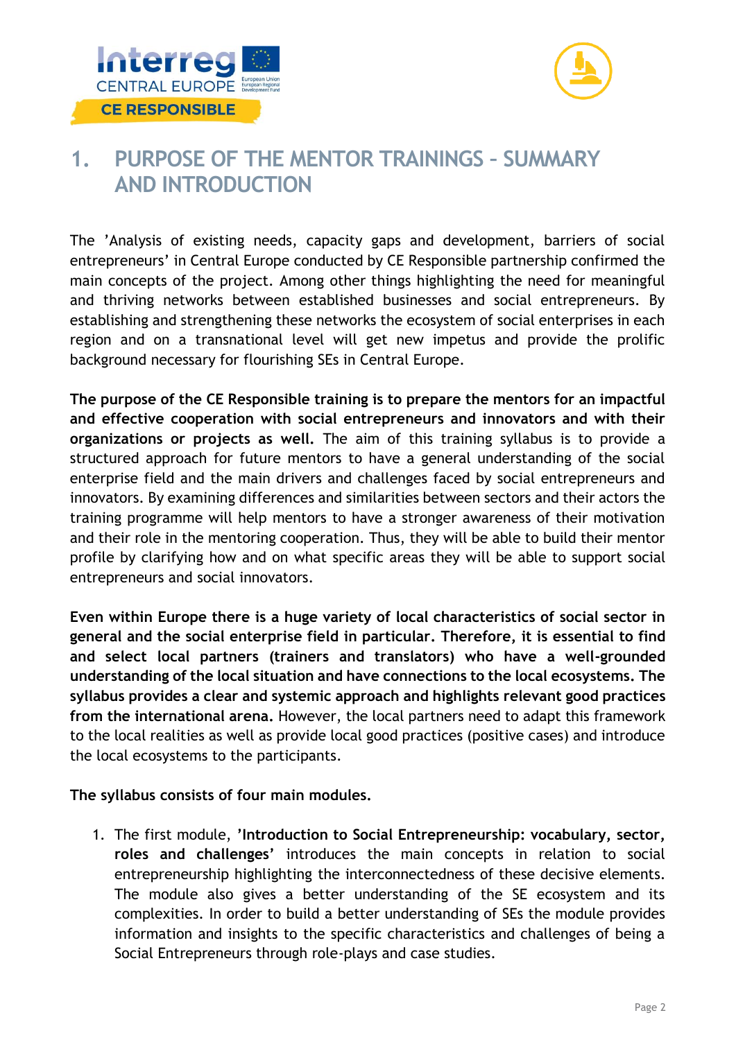# 1. PURPOSE OF THE MENTOR TRAININGS – SUMMARY AND INTRODUCTION

The 'Analysis of existing needs, capacity gaps and development, barriers of social entrepreneurs' in Central Europe conducted by CE Responsible partnership confirmed the main concepts of the project. Among other things highlighting the need for meaningful and thriving networks between established businesses and social entrepreneurs. By establishing and strengthening these networks the ecosystem of social enterprises in each region and on a transnational level will get new impetus and provide the prolific background necessary for flourishing SEs in Central Europe.

**The purpose of the CE Responsible training is to prepare the mentors for an impactful and effective cooperation with social entrepreneurs and innovators and with their organizations or projects as well.** The aim of this training syllabus is to provide a structured approach for future mentors to have a general understanding of the social enterprise field and the main drivers and challenges faced by social entrepreneurs and innovators. By examining differences and similarities between sectors and their actors the training programme will help mentors to have a stronger awareness of their motivation and their role in the mentoring cooperation. Thus, they will be able to build their mentor profile by clarifying how and on what specific areas they will be able to support social entrepreneurs and social innovators.

**Even within Europe there is a huge variety of local characteristics of social sector in general and the social enterprise field in particular. Therefore, it is essential to find and select local partners (trainers and translators) who have a well-grounded understanding of the local situation and have connections to the local ecosystems. The syllabus provides a clear and systemic approach and highlights relevant good practices from the international arena.** However, the local partners need to adapt this framework to the local realities as well as provide local good practices (positive cases) and introduce the local ecosystems to the participants.

**The syllabus consists of four main modules.**

1. The first module, **'Introduction to Social Entrepreneurship: vocabulary, sector, roles and challenges'** introduces the main concepts in relation to social entrepreneurship highlighting the interconnectedness of these decisive elements. The module also gives a better understanding of the SE ecosystem and its complexities. In order to build a better understanding of SEs the module provides information and insights to the specific characteristics and challenges of being a Social Entrepreneurs through role-plays and case studies.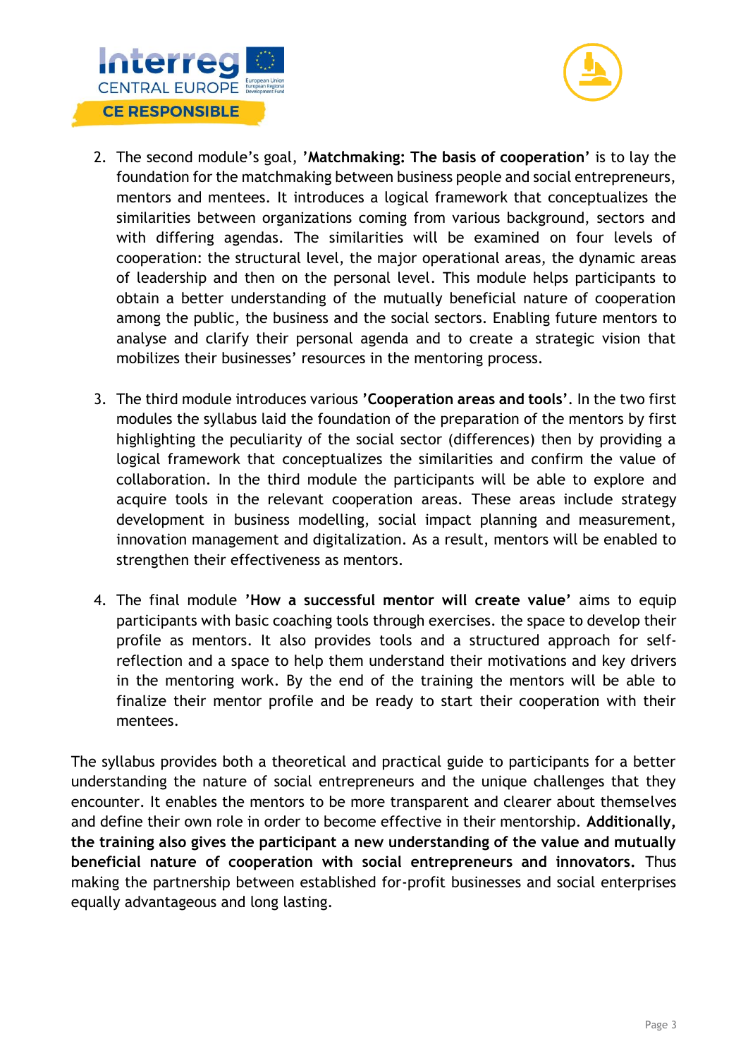2. The second module's goal, **'Matchmaking: The basis of cooperation'** is to lay the foundation for the matchmaking between business people and social entrepreneurs, mentors and mentees. It introduces a logical framework that conceptualizes the similarities between organizations coming from various background, sectors and with differing agendas. The similarities will be examined on four levels of cooperation: the structural level, the major operational areas, the dynamic areas of leadership and then on the personal level. This module helps participants to obtain a better understanding of the mutually beneficial nature of cooperation among the public, the business and the social sectors. Enabling future mentors to analyse and clarify their personal agenda and to create a strategic vision that mobilizes their businesses' resources in the mentoring process.

3. The third module introduces various **'Cooperation areas and tools'**. In the two first modules the syllabus laid the foundation of the preparation of the mentors by first highlighting the peculiarity of the social sector (differences) then by providing a logical framework that conceptualizes the similarities and confirm the value of collaboration. In the third module the participants will be able to explore and acquire tools in the relevant cooperation areas. These areas include strategy development in business modelling, social impact planning and measurement, innovation management and digitalization. As a result, mentors will be enabled to strengthen their effectiveness as mentors.

4. The final module **'How a successful mentor will create value'** aims to equip participants with basic coaching tools through exercises. the space to develop their profile as mentors. It also provides tools and a structured approach for self-reflection and a space to help them understand their motivations and key drivers in the mentoring work. By the end of the training the mentors will be able to finalize their mentor profile and be ready to start their cooperation with their mentees.

The syllabus provides both a theoretical and practical guide to participants for a better understanding the nature of social entrepreneurs and the unique challenges that they encounter. It enables the mentors to be more transparent and clearer about themselves and define their own role in order to become effective in their mentorship. **Additionally, the training also gives the participant a new understanding of the value and mutually beneficial nature of cooperation with social entrepreneurs and innovators.** Thus making the partnership between established for-profit businesses and social enterprises equally advantageous and long lasting.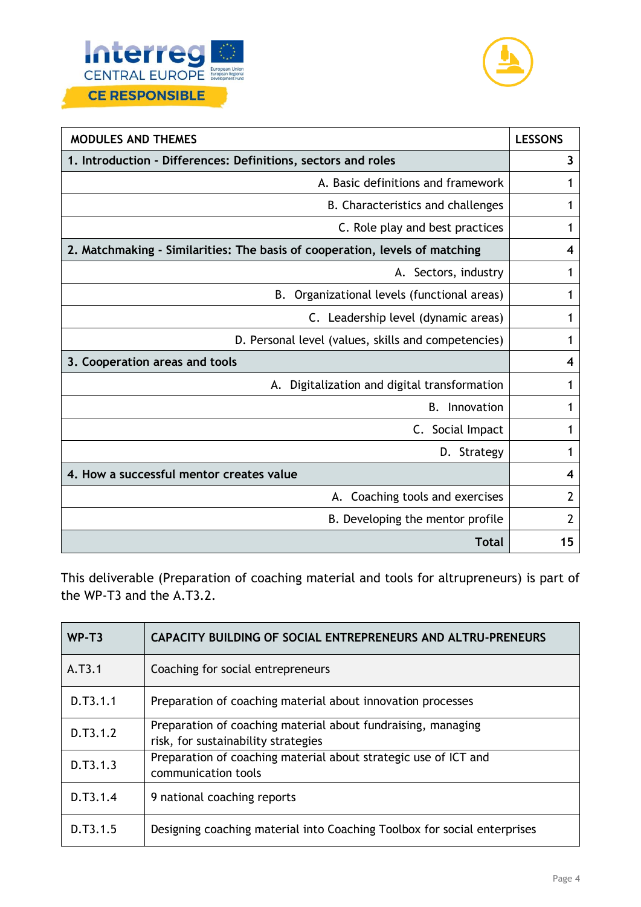| MODULES AND THEMES | LESSONS |
|---|---|
| **1. Introduction - Differences: Definitions, sectors and roles** | **3** |
| A. Basic definitions and framework | 1 |
| B. Characteristics and challenges | 1 |
| C. Role play and best practices | 1 |
| **2. Matchmaking - Similarities: The basis of cooperation, levels of matching** | **4** |
| A. Sectors, industry | 1 |
| B. Organizational levels (functional areas) | 1 |
| C. Leadership level (dynamic areas) | 1 |
| D. Personal level (values, skills and competencies) | 1 |
| **3. Cooperation areas and tools** | **4** |
| A. Digitalization and digital transformation | 1 |
| B. Innovation | 1 |
| C. Social Impact | 1 |
| D. Strategy | 1 |
| **4. How a successful mentor creates value** | **4** |
| A. Coaching tools and exercises | 2 |
| B. Developing the mentor profile | 2 |
| **Total** | **15** |

This deliverable (Preparation of coaching material and tools for altrupreneurs) is part of the WP-T3 and the A.T3.2.

| WP-T3 | CAPACITY BUILDING OF SOCIAL ENTREPRENEURS AND ALTRU-PRENEURS |
|---|---|
| A.T3.1 | Coaching for social entrepreneurs |
| D.T3.1.1 | Preparation of coaching material about innovation processes |
| D.T3.1.2 | Preparation of coaching material about fundraising, managing risk, for sustainability strategies |
| D.T3.1.3 | Preparation of coaching material about strategic use of ICT and communication tools |
| D.T3.1.4 | 9 national coaching reports |
| D.T3.1.5 | Designing coaching material into Coaching Toolbox for social enterprises |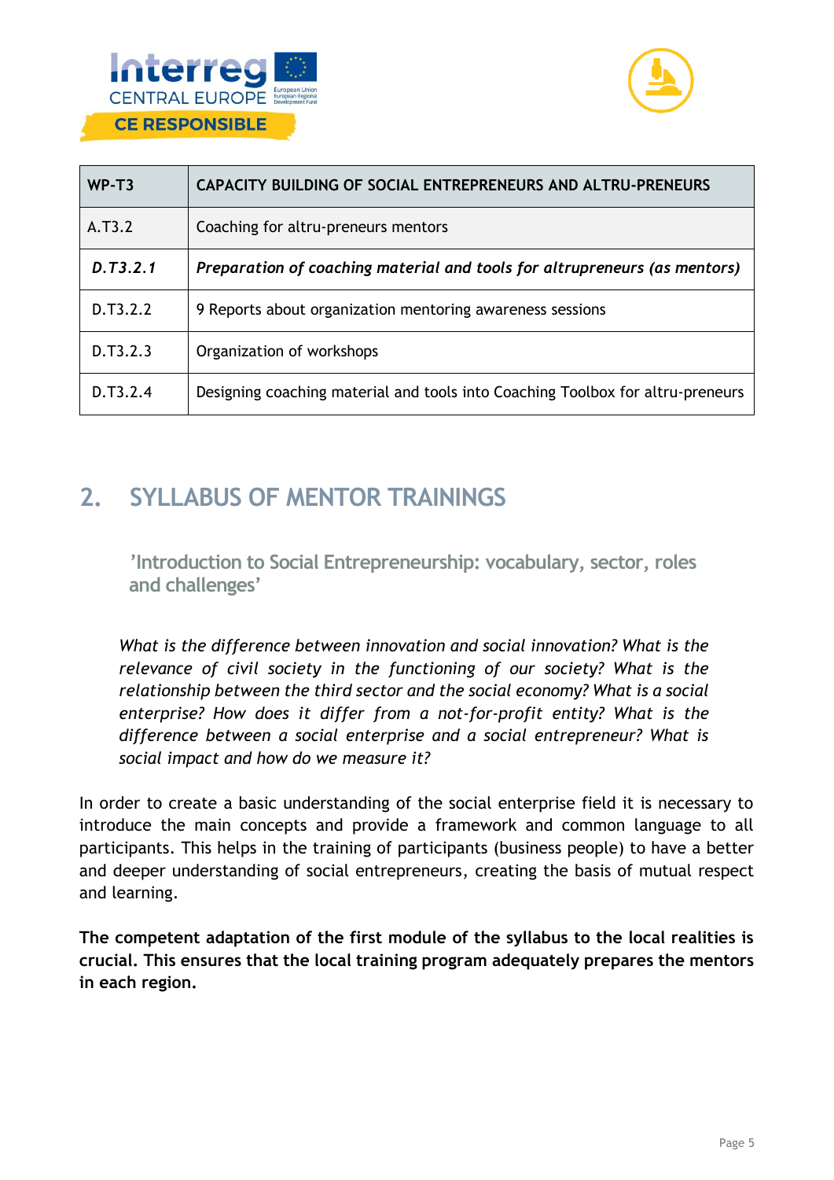| WP-T3 | CAPACITY BUILDING OF SOCIAL ENTREPRENEURS AND ALTRU-PRENEURS |
|---|---|
| A.T3.2 | Coaching for altru-preneurs mentors |
| ***D.T3.2.1*** | ***Preparation of coaching material and tools for altrupreneurs (as mentors)*** |
| D.T3.2.2 | 9 Reports about organization mentoring awareness sessions |
| D.T3.2.3 | Organization of workshops |
| D.T3.2.4 | Designing coaching material and tools into Coaching Toolbox for altru-preneurs |

# 2. SYLLABUS OF MENTOR TRAININGS

### ’Introduction to Social Entrepreneurship: vocabulary, sector, roles and challenges’

*What is the difference between innovation and social innovation? What is the relevance of civil society in the functioning of our society? What is the relationship between the third sector and the social economy? What is a social enterprise? How does it differ from a not-for-profit entity? What is the difference between a social enterprise and a social entrepreneur? What is social impact and how do we measure it?*

In order to create a basic understanding of the social enterprise field it is necessary to introduce the main concepts and provide a framework and common language to all participants. This helps in the training of participants (business people) to have a better and deeper understanding of social entrepreneurs, creating the basis of mutual respect and learning.

**The competent adaptation of the first module of the syllabus to the local realities is crucial. This ensures that the local training program adequately prepares the mentors in each region.**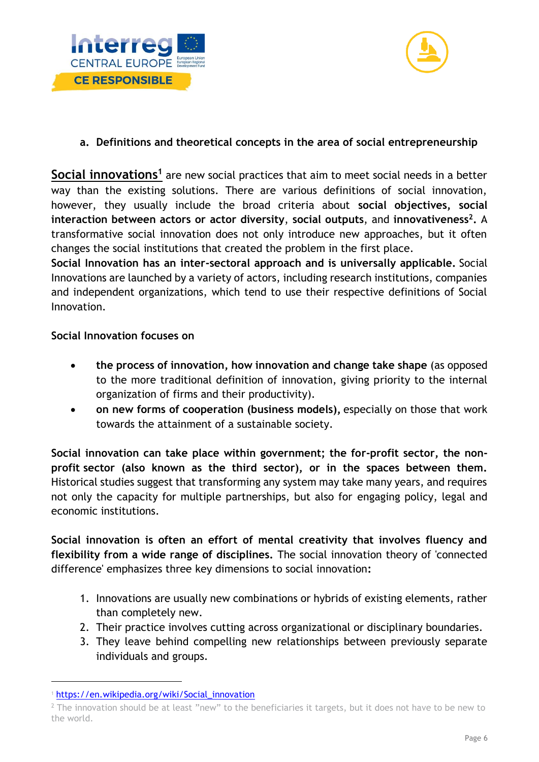### a. Definitions and theoretical concepts in the area of social entrepreneurship

**Social innovations**[1] are new social practices that aim to meet social needs in a better way than the existing solutions. There are various definitions of social innovation, however, they usually include the broad criteria about **social objectives, social interaction between actors or actor diversity**, **social outputs**, and **innovativeness**[2]**.** A transformative social innovation does not only introduce new approaches, but it often changes the social institutions that created the problem in the first place.

**Social Innovation has an inter-sectoral approach and is universally applicable.** Social Innovations are launched by a variety of actors, including research institutions, companies and independent organizations, which tend to use their respective definitions of Social Innovation.

**Social Innovation focuses on**

- **the process of innovation, how innovation and change take shape** (as opposed to the more traditional definition of innovation, giving priority to the internal organization of firms and their productivity).
- **on new forms of cooperation (business models),** especially on those that work towards the attainment of a sustainable society.

**Social innovation can take place within government; the for-profit sector, the non-profit sector (also known as the third sector), or in the spaces between them.** Historical studies suggest that transforming any system may take many years, and requires not only the capacity for multiple partnerships, but also for engaging policy, legal and economic institutions.

**Social innovation is often an effort of mental creativity that involves fluency and flexibility from a wide range of disciplines.** The social innovation theory of 'connected difference' emphasizes three key dimensions to social innovation:

1. Innovations are usually new combinations or hybrids of existing elements, rather than completely new.
2. Their practice involves cutting across organizational or disciplinary boundaries.
3. They leave behind compelling new relationships between previously separate individuals and groups.

---

[1] https://en.wikipedia.org/wiki/Social_innovation

[2] The innovation should be at least "new" to the beneficiaries it targets, but it does not have to be new to the world.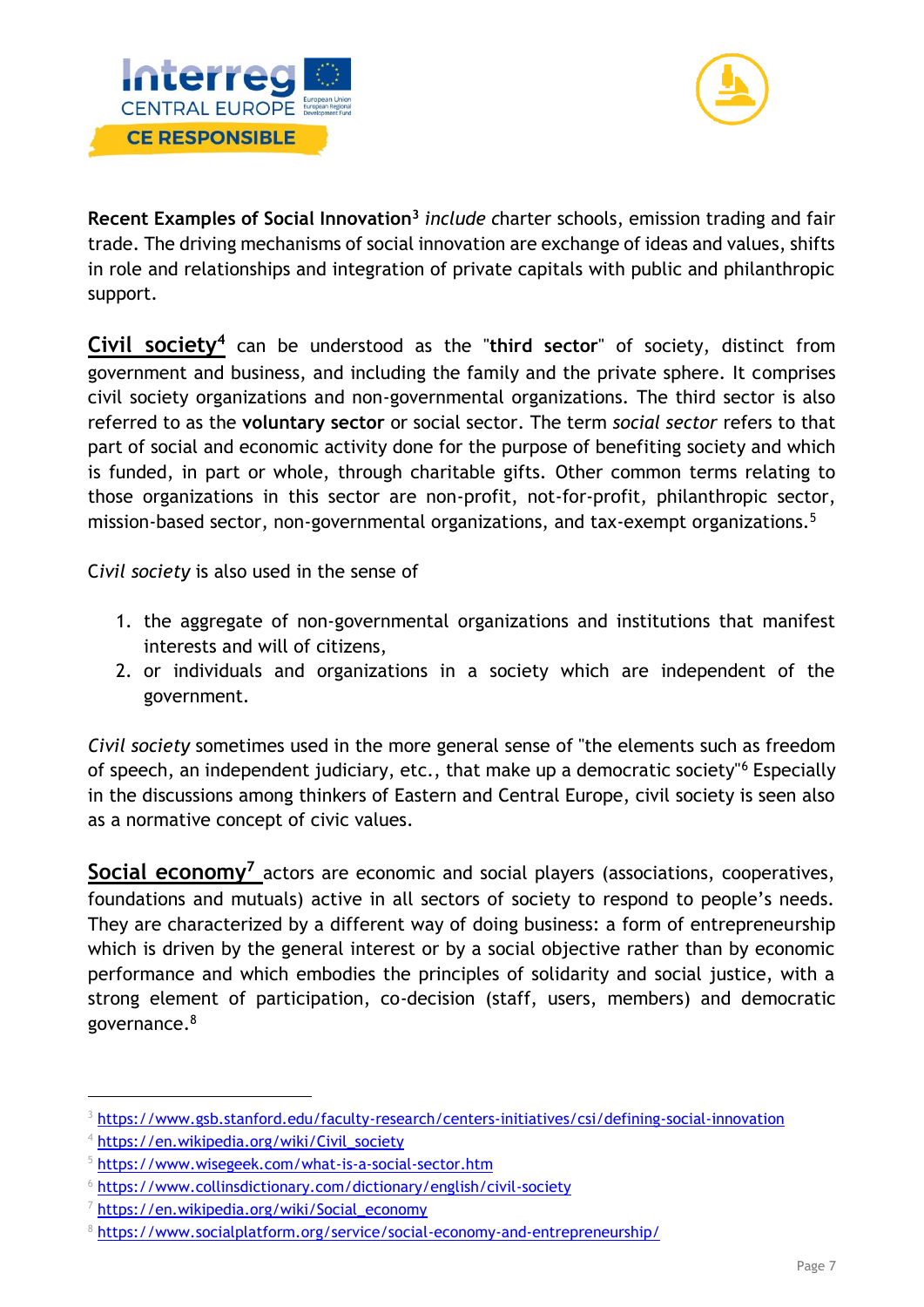**Recent Examples of Social Innovation**[3] *include c*harter schools, emission trading and fair trade. The driving mechanisms of social innovation are exchange of ideas and values, shifts in role and relationships and integration of private capitals with public and philanthropic support.

**Civil society**[4] can be understood as the "**third sector**" of society, distinct from government and business, and including the family and the private sphere. It comprises civil society organizations and non-governmental organizations. The third sector is also referred to as the **voluntary sector** or social sector. The term *social sector* refers to that part of social and economic activity done for the purpose of benefiting society and which is funded, in part or whole, through charitable gifts. Other common terms relating to those organizations in this sector are non-profit, not-for-profit, philanthropic sector, mission-based sector, non-governmental organizations, and tax-exempt organizations.[5]

C*ivil society* is also used in the sense of

1. the aggregate of non-governmental organizations and institutions that manifest interests and will of citizens,
2. or individuals and organizations in a society which are independent of the government.

*Civil society* sometimes used in the more general sense of "the elements such as freedom of speech, an independent judiciary, etc., that make up a democratic society"[6] Especially in the discussions among thinkers of Eastern and Central Europe, civil society is seen also as a normative concept of civic values.

**Social economy**[7] actors are economic and social players (associations, cooperatives, foundations and mutuals) active in all sectors of society to respond to people's needs. They are characterized by a different way of doing business: a form of entrepreneurship which is driven by the general interest or by a social objective rather than by economic performance and which embodies the principles of solidarity and social justice, with a strong element of participation, co-decision (staff, users, members) and democratic governance.[8]

---

[3] https://www.gsb.stanford.edu/faculty-research/centers-initiatives/csi/defining-social-innovation

[4] https://en.wikipedia.org/wiki/Civil_society

[5] https://www.wisegeek.com/what-is-a-social-sector.htm

[6] https://www.collinsdictionary.com/dictionary/english/civil-society

[7] https://en.wikipedia.org/wiki/Social_economy

[8] https://www.socialplatform.org/service/social-economy-and-entrepreneurship/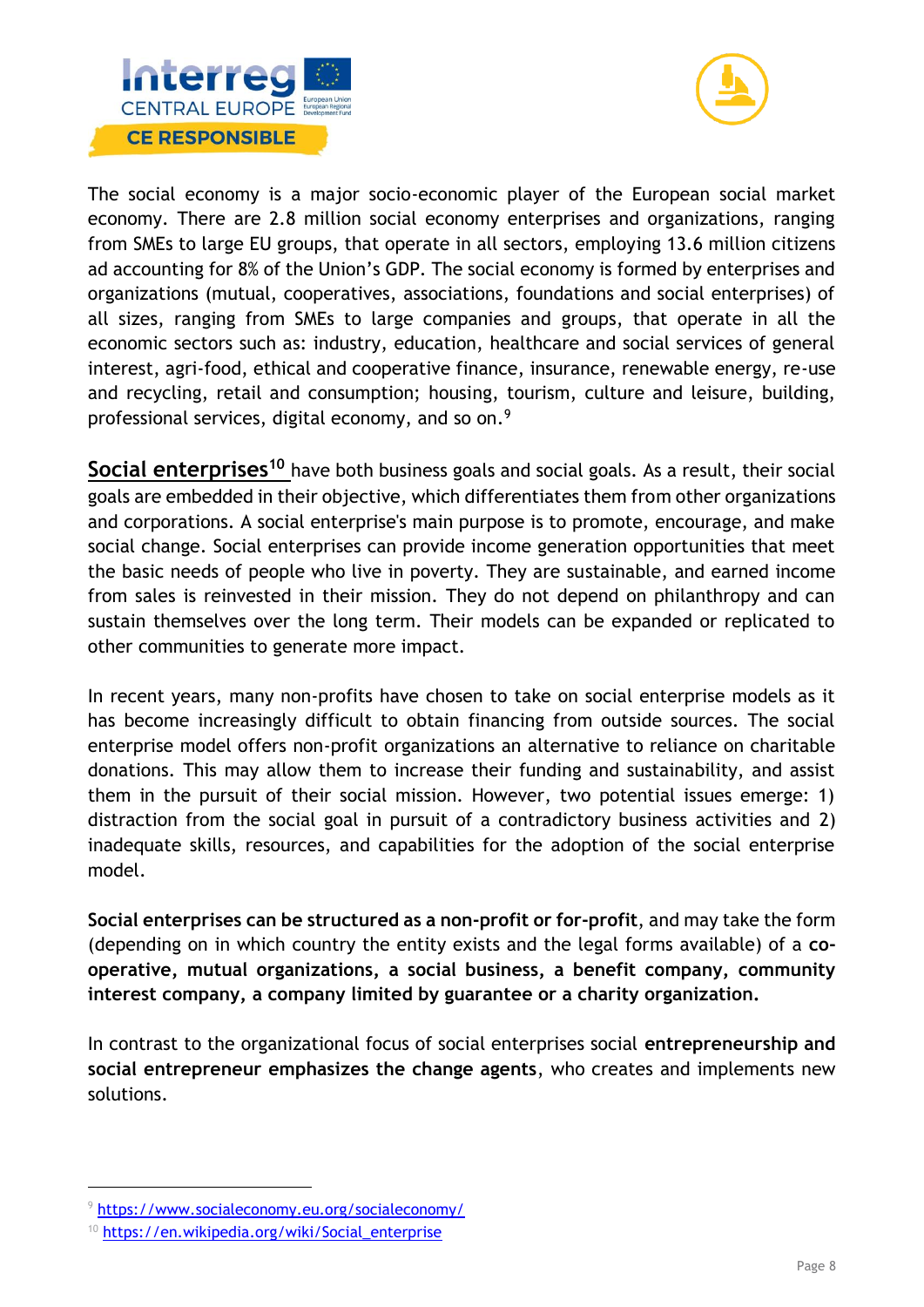The social economy is a major socio-economic player of the European social market economy. There are 2.8 million social economy enterprises and organizations, ranging from SMEs to large EU groups, that operate in all sectors, employing 13.6 million citizens ad accounting for 8% of the Union's GDP. The social economy is formed by enterprises and organizations (mutual, cooperatives, associations, foundations and social enterprises) of all sizes, ranging from SMEs to large companies and groups, that operate in all the economic sectors such as: industry, education, healthcare and social services of general interest, agri-food, ethical and cooperative finance, insurance, renewable energy, re-use and recycling, retail and consumption; housing, tourism, culture and leisure, building, professional services, digital economy, and so on.[9]

**Social enterprises**[10] have both business goals and social goals. As a result, their social goals are embedded in their objective, which differentiates them from other organizations and corporations. A social enterprise's main purpose is to promote, encourage, and make social change. Social enterprises can provide income generation opportunities that meet the basic needs of people who live in poverty. They are sustainable, and earned income from sales is reinvested in their mission. They do not depend on philanthropy and can sustain themselves over the long term. Their models can be expanded or replicated to other communities to generate more impact.

In recent years, many non-profits have chosen to take on social enterprise models as it has become increasingly difficult to obtain financing from outside sources. The social enterprise model offers non-profit organizations an alternative to reliance on charitable donations. This may allow them to increase their funding and sustainability, and assist them in the pursuit of their social mission. However, two potential issues emerge: 1) distraction from the social goal in pursuit of a contradictory business activities and 2) inadequate skills, resources, and capabilities for the adoption of the social enterprise model.

**Social enterprises can be structured as a non-profit or for-profit**, and may take the form (depending on in which country the entity exists and the legal forms available) of a **co-operative, mutual organizations, a social business, a benefit company, community interest company, a company limited by guarantee or a charity organization.**

In contrast to the organizational focus of social enterprises social **entrepreneurship and social entrepreneur emphasizes the change agents**, who creates and implements new solutions.

---

[9] https://www.socialeconomy.eu.org/socialeconomy/

[10] https://en.wikipedia.org/wiki/Social_enterprise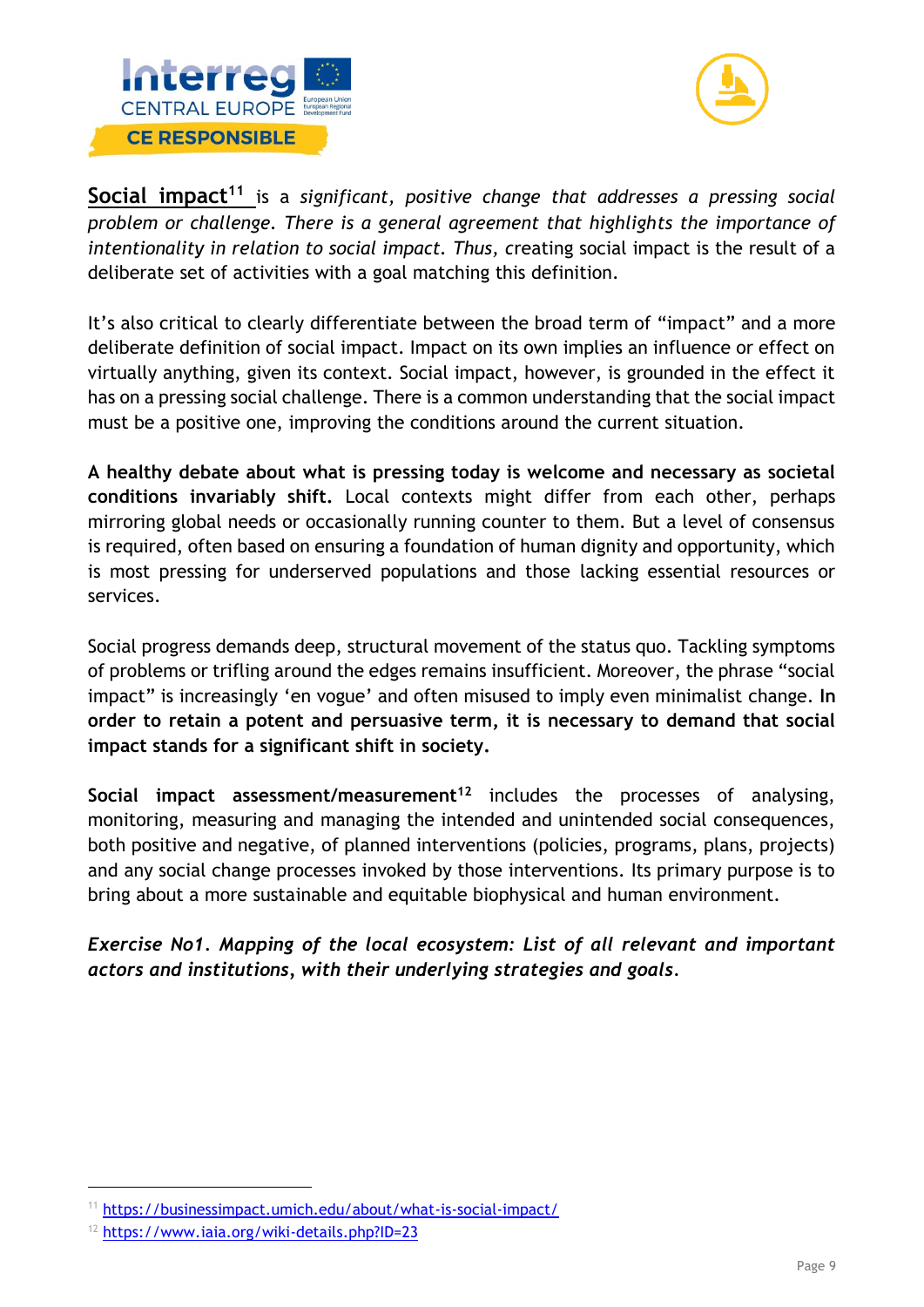**Social impact**[11] is a *significant, positive change that addresses a pressing social problem or challenge. There is a general agreement that highlights the importance of intentionality in relation to social impact. Thus,* creating social impact is the result of a deliberate set of activities with a goal matching this definition.

It's also critical to clearly differentiate between the broad term of "impact" and a more deliberate definition of social impact. Impact on its own implies an influence or effect on virtually anything, given its context. Social impact, however, is grounded in the effect it has on a pressing social challenge. There is a common understanding that the social impact must be a positive one, improving the conditions around the current situation.

**A healthy debate about what is pressing today is welcome and necessary as societal conditions invariably shift.** Local contexts might differ from each other, perhaps mirroring global needs or occasionally running counter to them. But a level of consensus is required, often based on ensuring a foundation of human dignity and opportunity, which is most pressing for underserved populations and those lacking essential resources or services.

Social progress demands deep, structural movement of the status quo. Tackling symptoms of problems or trifling around the edges remains insufficient. Moreover, the phrase "social impact" is increasingly 'en vogue' and often misused to imply even minimalist change. **In order to retain a potent and persuasive term, it is necessary to demand that social impact stands for a significant shift in society.**

**Social impact assessment/measurement**[12] includes the processes of analysing, monitoring, measuring and managing the intended and unintended social consequences, both positive and negative, of planned interventions (policies, programs, plans, projects) and any social change processes invoked by those interventions. Its primary purpose is to bring about a more sustainable and equitable biophysical and human environment.

***Exercise No1. Mapping of the local ecosystem: List of all relevant and important actors and institutions, with their underlying strategies and goals.***

---

[11] https://businessimpact.umich.edu/about/what-is-social-impact/

[12] https://www.iaia.org/wiki-details.php?ID=23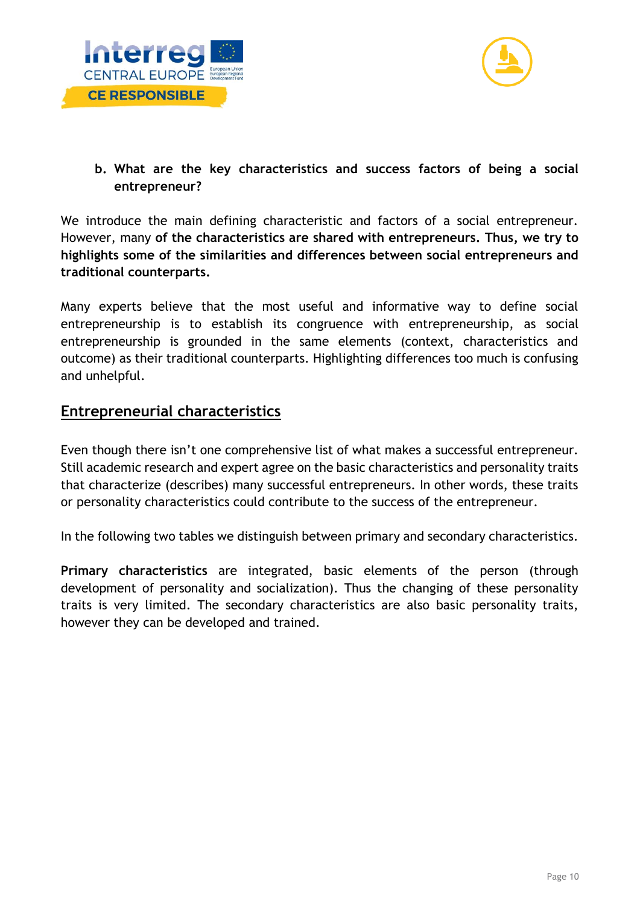**b. What are the key characteristics and success factors of being a social entrepreneur?**

We introduce the main defining characteristic and factors of a social entrepreneur. However, many **of the characteristics are shared with entrepreneurs. Thus, we try to highlights some of the similarities and differences between social entrepreneurs and traditional counterparts.**

Many experts believe that the most useful and informative way to define social entrepreneurship is to establish its congruence with entrepreneurship, as social entrepreneurship is grounded in the same elements (context, characteristics and outcome) as their traditional counterparts. Highlighting differences too much is confusing and unhelpful.

## Entrepreneurial characteristics

Even though there isn't one comprehensive list of what makes a successful entrepreneur. Still academic research and expert agree on the basic characteristics and personality traits that characterize (describes) many successful entrepreneurs. In other words, these traits or personality characteristics could contribute to the success of the entrepreneur.

In the following two tables we distinguish between primary and secondary characteristics.

**Primary characteristics** are integrated, basic elements of the person (through development of personality and socialization). Thus the changing of these personality traits is very limited. The secondary characteristics are also basic personality traits, however they can be developed and trained.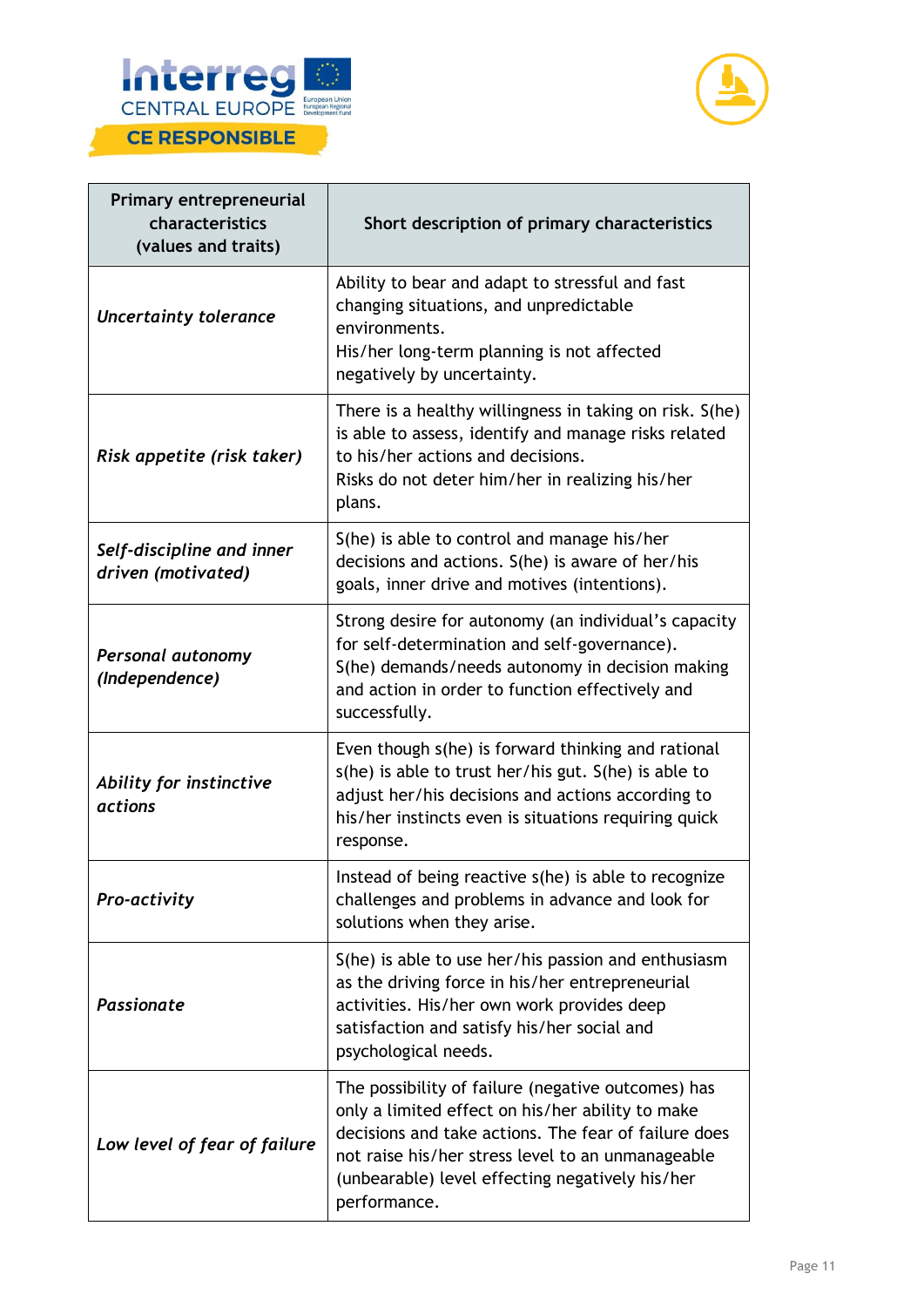| Primary entrepreneurial characteristics (values and traits) | Short description of primary characteristics |
|---|---|
| *Uncertainty tolerance* | Ability to bear and adapt to stressful and fast changing situations, and unpredictable environments. His/her long-term planning is not affected negatively by uncertainty. |
| *Risk appetite (risk taker)* | There is a healthy willingness in taking on risk. S(he) is able to assess, identify and manage risks related to his/her actions and decisions. Risks do not deter him/her in realizing his/her plans. |
| *Self-discipline and inner driven (motivated)* | S(he) is able to control and manage his/her decisions and actions. S(he) is aware of her/his goals, inner drive and motives (intentions). |
| *Personal autonomy (Independence)* | Strong desire for autonomy (an individual's capacity for self-determination and self-governance). S(he) demands/needs autonomy in decision making and action in order to function effectively and successfully. |
| *Ability for instinctive actions* | Even though s(he) is forward thinking and rational s(he) is able to trust her/his gut. S(he) is able to adjust her/his decisions and actions according to his/her instincts even is situations requiring quick response. |
| *Pro-activity* | Instead of being reactive s(he) is able to recognize challenges and problems in advance and look for solutions when they arise. |
| *Passionate* | S(he) is able to use her/his passion and enthusiasm as the driving force in his/her entrepreneurial activities. His/her own work provides deep satisfaction and satisfy his/her social and psychological needs. |
| *Low level of fear of failure* | The possibility of failure (negative outcomes) has only a limited effect on his/her ability to make decisions and take actions. The fear of failure does not raise his/her stress level to an unmanageable (unbearable) level effecting negatively his/her performance. |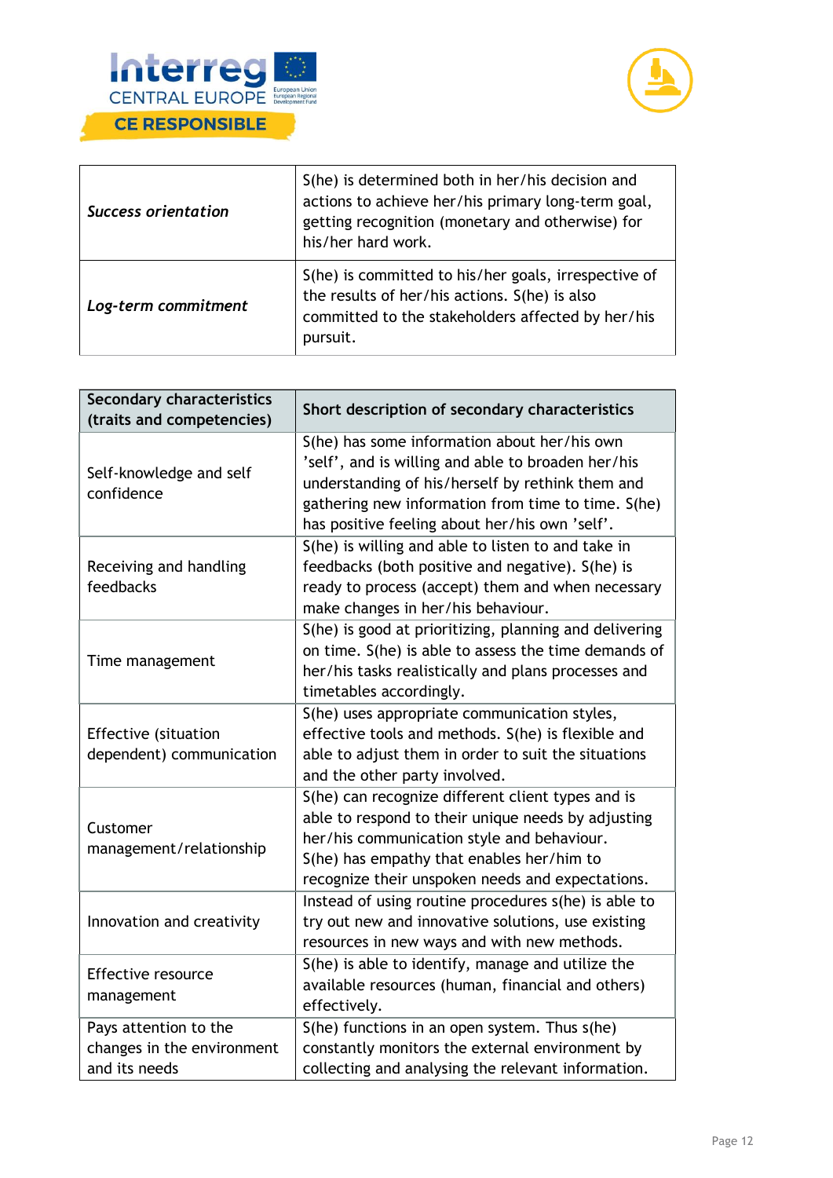| | |
|---|---|
| ***Success orientation*** | S(he) is determined both in her/his decision and actions to achieve her/his primary long-term goal, getting recognition (monetary and otherwise) for his/her hard work. |
| ***Log-term commitment*** | S(he) is committed to his/her goals, irrespective of the results of her/his actions. S(he) is also committed to the stakeholders affected by her/his pursuit. |

| Secondary characteristics (traits and competencies) | Short description of secondary characteristics |
|---|---|
| Self-knowledge and self confidence | S(he) has some information about her/his own 'self', and is willing and able to broaden her/his understanding of his/herself by rethink them and gathering new information from time to time. S(he) has positive feeling about her/his own 'self'. |
| Receiving and handling feedbacks | S(he) is willing and able to listen to and take in feedbacks (both positive and negative). S(he) is ready to process (accept) them and when necessary make changes in her/his behaviour. |
| Time management | S(he) is good at prioritizing, planning and delivering on time. S(he) is able to assess the time demands of her/his tasks realistically and plans processes and timetables accordingly. |
| Effective (situation dependent) communication | S(he) uses appropriate communication styles, effective tools and methods. S(he) is flexible and able to adjust them in order to suit the situations and the other party involved. |
| Customer management/relationship | S(he) can recognize different client types and is able to respond to their unique needs by adjusting her/his communication style and behaviour. S(he) has empathy that enables her/him to recognize their unspoken needs and expectations. |
| Innovation and creativity | Instead of using routine procedures s(he) is able to try out new and innovative solutions, use existing resources in new ways and with new methods. |
| Effective resource management | S(he) is able to identify, manage and utilize the available resources (human, financial and others) effectively. |
| Pays attention to the changes in the environment and its needs | S(he) functions in an open system. Thus s(he) constantly monitors the external environment by collecting and analysing the relevant information. |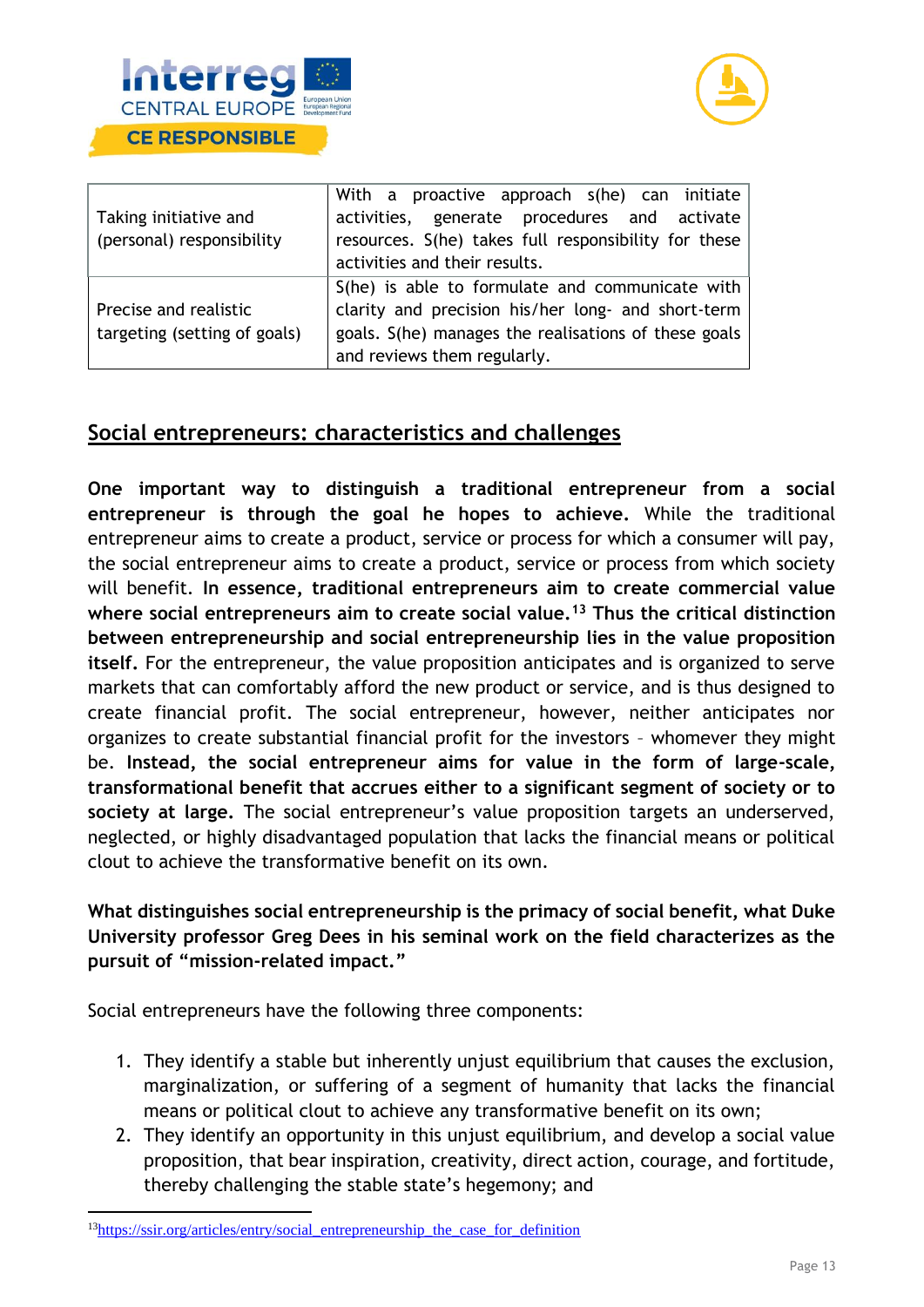| | |
|---|---|
| Taking initiative and (personal) responsibility | With a proactive approach s(he) can initiate activities, generate procedures and activate resources. S(he) takes full responsibility for these activities and their results. |
| Precise and realistic targeting (setting of goals) | S(he) is able to formulate and communicate with clarity and precision his/her long- and short-term goals. S(he) manages the realisations of these goals and reviews them regularly. |

## Social entrepreneurs: characteristics and challenges

**One important way to distinguish a traditional entrepreneur from a social entrepreneur is through the goal he hopes to achieve.** While the traditional entrepreneur aims to create a product, service or process for which a consumer will pay, the social entrepreneur aims to create a product, service or process from which society will benefit. **In essence, traditional entrepreneurs aim to create commercial value where social entrepreneurs aim to create social value.[13] Thus the critical distinction between entrepreneurship and social entrepreneurship lies in the value proposition itself.** For the entrepreneur, the value proposition anticipates and is organized to serve markets that can comfortably afford the new product or service, and is thus designed to create financial profit. The social entrepreneur, however, neither anticipates nor organizes to create substantial financial profit for the investors – whomever they might be. **Instead, the social entrepreneur aims for value in the form of large-scale, transformational benefit that accrues either to a significant segment of society or to society at large.** The social entrepreneur's value proposition targets an underserved, neglected, or highly disadvantaged population that lacks the financial means or political clout to achieve the transformative benefit on its own.

**What distinguishes social entrepreneurship is the primacy of social benefit, what Duke University professor Greg Dees in his seminal work on the field characterizes as the pursuit of "mission-related impact."**

Social entrepreneurs have the following three components:

1. They identify a stable but inherently unjust equilibrium that causes the exclusion, marginalization, or suffering of a segment of humanity that lacks the financial means or political clout to achieve any transformative benefit on its own;
2. They identify an opportunity in this unjust equilibrium, and develop a social value proposition, that bear inspiration, creativity, direct action, courage, and fortitude, thereby challenging the stable state's hegemony; and

[13] https://ssir.org/articles/entry/social_entrepreneurship_the_case_for_definition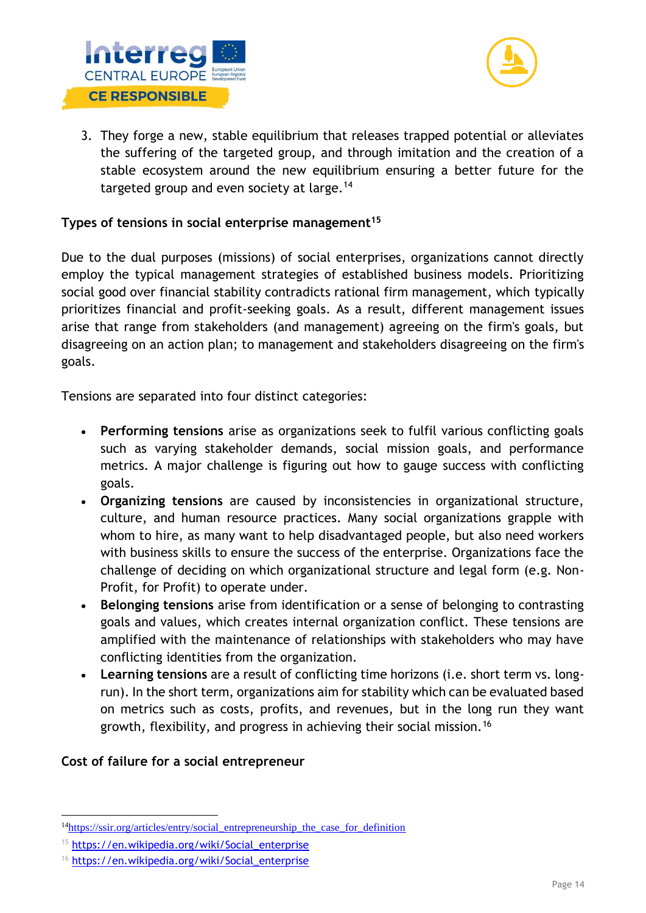3. They forge a new, stable equilibrium that releases trapped potential or alleviates the suffering of the targeted group, and through imitation and the creation of a stable ecosystem around the new equilibrium ensuring a better future for the targeted group and even society at large.[14]

**Types of tensions in social enterprise management**[15]

Due to the dual purposes (missions) of social enterprises, organizations cannot directly employ the typical management strategies of established business models. Prioritizing social good over financial stability contradicts rational firm management, which typically prioritizes financial and profit-seeking goals. As a result, different management issues arise that range from stakeholders (and management) agreeing on the firm's goals, but disagreeing on an action plan; to management and stakeholders disagreeing on the firm's goals.

Tensions are separated into four distinct categories:

- **Performing tensions** arise as organizations seek to fulfil various conflicting goals such as varying stakeholder demands, social mission goals, and performance metrics. A major challenge is figuring out how to gauge success with conflicting goals.
- **Organizing tensions** are caused by inconsistencies in organizational structure, culture, and human resource practices. Many social organizations grapple with whom to hire, as many want to help disadvantaged people, but also need workers with business skills to ensure the success of the enterprise. Organizations face the challenge of deciding on which organizational structure and legal form (e.g. Non-Profit, for Profit) to operate under.
- **Belonging tensions** arise from identification or a sense of belonging to contrasting goals and values, which creates internal organization conflict. These tensions are amplified with the maintenance of relationships with stakeholders who may have conflicting identities from the organization.
- **Learning tensions** are a result of conflicting time horizons (i.e. short term vs. long-run). In the short term, organizations aim for stability which can be evaluated based on metrics such as costs, profits, and revenues, but in the long run they want growth, flexibility, and progress in achieving their social mission.[16]

**Cost of failure for a social entrepreneur**

---

[14] https://ssir.org/articles/entry/social_entrepreneurship_the_case_for_definition

[15] https://en.wikipedia.org/wiki/Social_enterprise

[16] https://en.wikipedia.org/wiki/Social_enterprise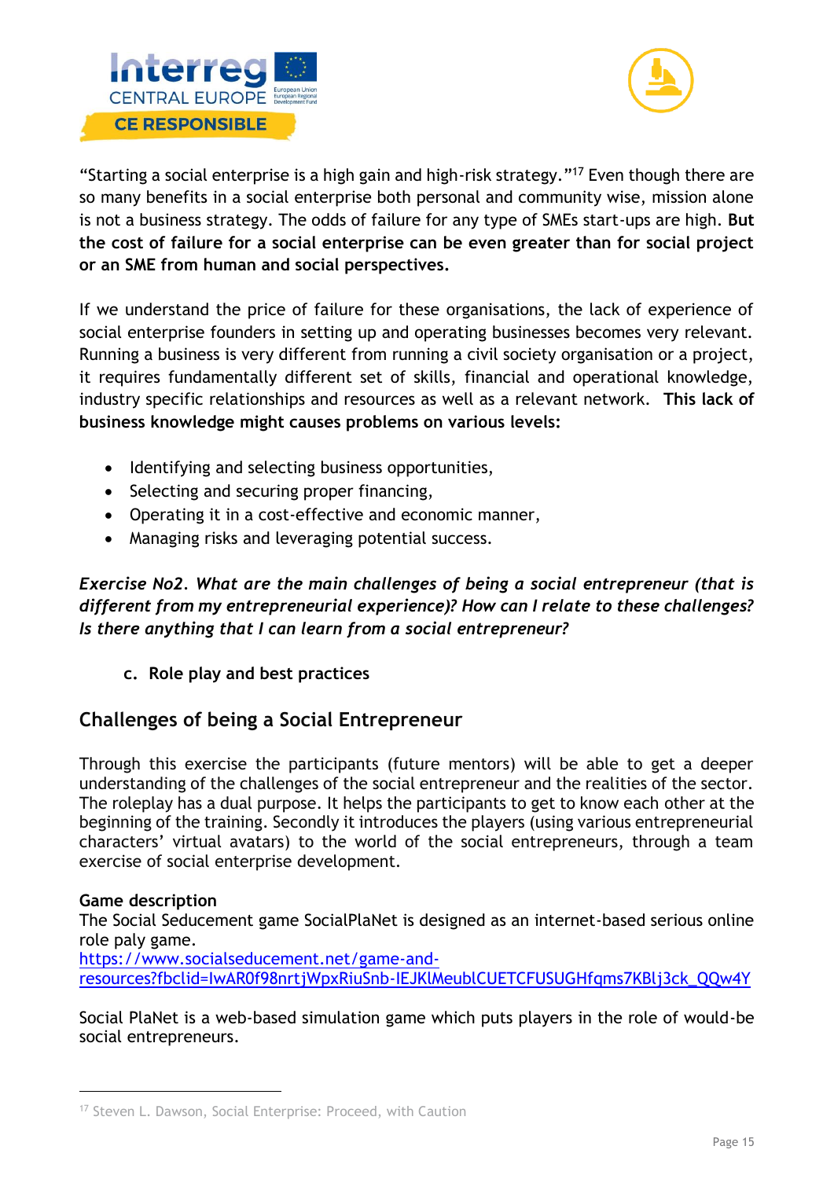"Starting a social enterprise is a high gain and high-risk strategy."[17] Even though there are so many benefits in a social enterprise both personal and community wise, mission alone is not a business strategy. The odds of failure for any type of SMEs start-ups are high. **But the cost of failure for a social enterprise can be even greater than for social project or an SME from human and social perspectives.**

If we understand the price of failure for these organisations, the lack of experience of social enterprise founders in setting up and operating businesses becomes very relevant. Running a business is very different from running a civil society organisation or a project, it requires fundamentally different set of skills, financial and operational knowledge, industry specific relationships and resources as well as a relevant network. **This lack of business knowledge might causes problems on various levels:**

- Identifying and selecting business opportunities,
- Selecting and securing proper financing,
- Operating it in a cost-effective and economic manner,
- Managing risks and leveraging potential success.

***Exercise No2. What are the main challenges of being a social entrepreneur (that is different from my entrepreneurial experience)? How can I relate to these challenges? Is there anything that I can learn from a social entrepreneur?***

### c. Role play and best practices

## Challenges of being a Social Entrepreneur

Through this exercise the participants (future mentors) will be able to get a deeper understanding of the challenges of the social entrepreneur and the realities of the sector. The roleplay has a dual purpose. It helps the participants to get to know each other at the beginning of the training. Secondly it introduces the players (using various entrepreneurial characters' virtual avatars) to the world of the social entrepreneurs, through a team exercise of social enterprise development.

**Game description**
The Social Seducement game SocialPlaNet is designed as an internet-based serious online role paly game.
https://www.socialseducement.net/game-and-resources?fbclid=IwAR0f98nrtjWpxRiuSnb-IEJKlMeublCUETCFUSUGHfqms7KBlj3ck_QQw4Y

Social PlaNet is a web-based simulation game which puts players in the role of would-be social entrepreneurs.

---

[17] Steven L. Dawson, Social Enterprise: Proceed, with Caution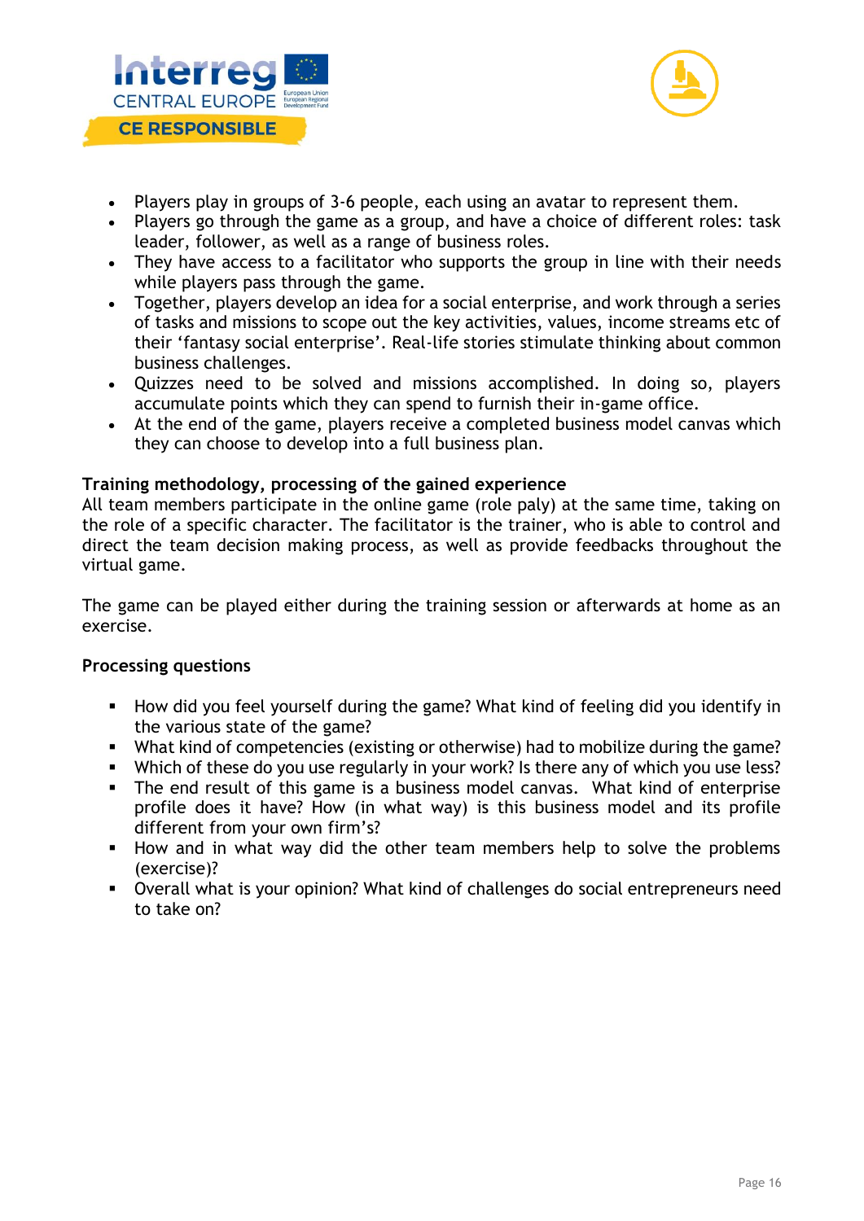- Players play in groups of 3-6 people, each using an avatar to represent them.
- Players go through the game as a group, and have a choice of different roles: task leader, follower, as well as a range of business roles.
- They have access to a facilitator who supports the group in line with their needs while players pass through the game.
- Together, players develop an idea for a social enterprise, and work through a series of tasks and missions to scope out the key activities, values, income streams etc of their 'fantasy social enterprise'. Real-life stories stimulate thinking about common business challenges.
- Quizzes need to be solved and missions accomplished. In doing so, players accumulate points which they can spend to furnish their in-game office.
- At the end of the game, players receive a completed business model canvas which they can choose to develop into a full business plan.

**Training methodology, processing of the gained experience**

All team members participate in the online game (role paly) at the same time, taking on the role of a specific character. The facilitator is the trainer, who is able to control and direct the team decision making process, as well as provide feedbacks throughout the virtual game.

The game can be played either during the training session or afterwards at home as an exercise.

**Processing questions**

- How did you feel yourself during the game? What kind of feeling did you identify in the various state of the game?
- What kind of competencies (existing or otherwise) had to mobilize during the game?
- Which of these do you use regularly in your work? Is there any of which you use less?
- The end result of this game is a business model canvas. What kind of enterprise profile does it have? How (in what way) is this business model and its profile different from your own firm's?
- How and in what way did the other team members help to solve the problems (exercise)?
- Overall what is your opinion? What kind of challenges do social entrepreneurs need to take on?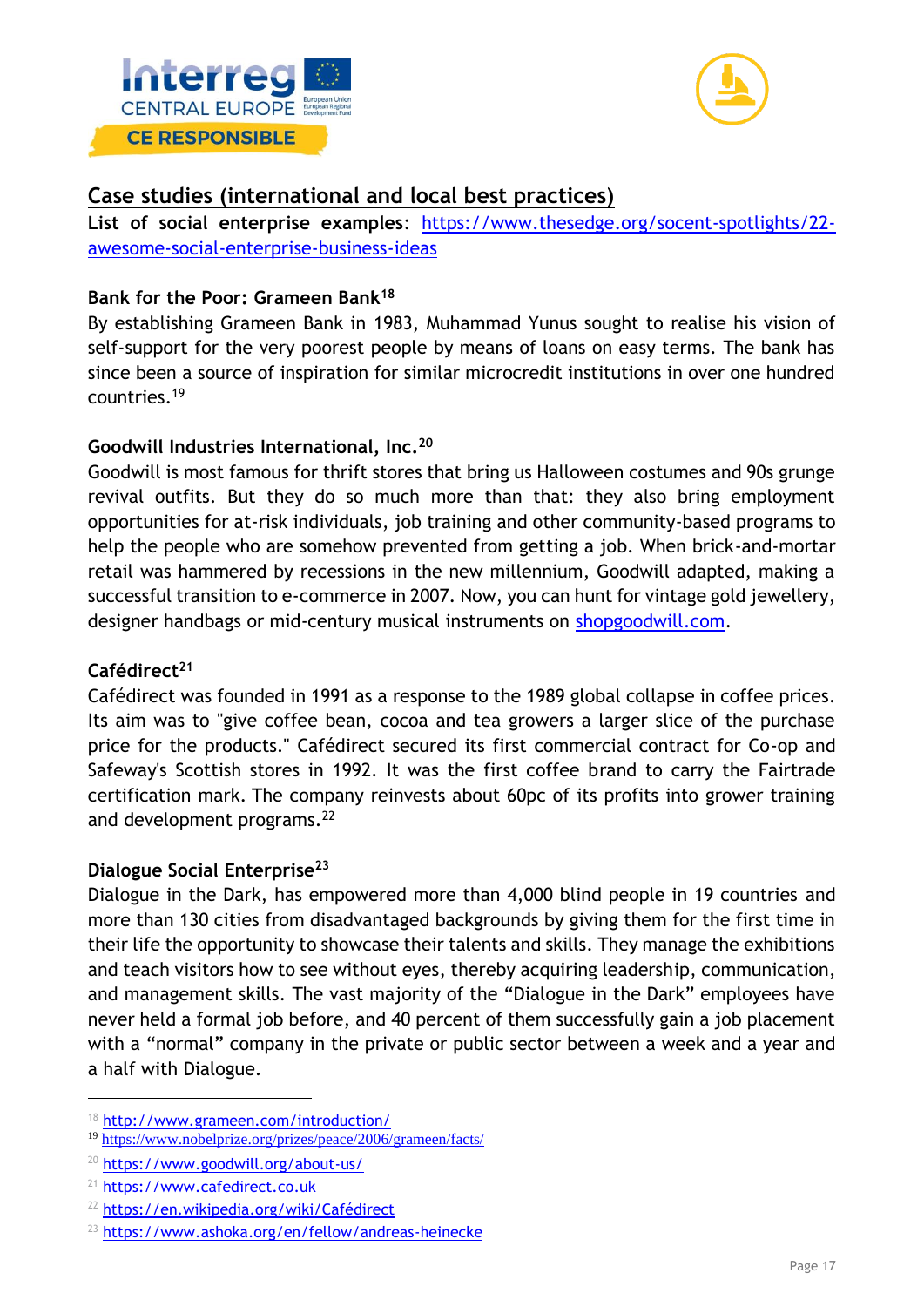## Case studies (international and local best practices)

**List of social enterprise examples**: https://www.thesedge.org/socent-spotlights/22-awesome-social-enterprise-business-ideas

### Bank for the Poor: Grameen Bank[18]

By establishing Grameen Bank in 1983, Muhammad Yunus sought to realise his vision of self-support for the very poorest people by means of loans on easy terms. The bank has since been a source of inspiration for similar microcredit institutions in over one hundred countries.[19]

### Goodwill Industries International, Inc.[20]

Goodwill is most famous for thrift stores that bring us Halloween costumes and 90s grunge revival outfits. But they do so much more than that: they also bring employment opportunities for at-risk individuals, job training and other community-based programs to help the people who are somehow prevented from getting a job. When brick-and-mortar retail was hammered by recessions in the new millennium, Goodwill adapted, making a successful transition to e-commerce in 2007. Now, you can hunt for vintage gold jewellery, designer handbags or mid-century musical instruments on shopgoodwill.com.

### Cafédirect[21]

Cafédirect was founded in 1991 as a response to the 1989 global collapse in coffee prices. Its aim was to "give coffee bean, cocoa and tea growers a larger slice of the purchase price for the products." Cafédirect secured its first commercial contract for Co-op and Safeway's Scottish stores in 1992. It was the first coffee brand to carry the Fairtrade certification mark. The company reinvests about 60pc of its profits into grower training and development programs.[22]

### Dialogue Social Enterprise[23]

Dialogue in the Dark, has empowered more than 4,000 blind people in 19 countries and more than 130 cities from disadvantaged backgrounds by giving them for the first time in their life the opportunity to showcase their talents and skills. They manage the exhibitions and teach visitors how to see without eyes, thereby acquiring leadership, communication, and management skills. The vast majority of the "Dialogue in the Dark" employees have never held a formal job before, and 40 percent of them successfully gain a job placement with a "normal" company in the private or public sector between a week and a year and a half with Dialogue.

---

[18] http://www.grameen.com/introduction/

[19] https://www.nobelprize.org/prizes/peace/2006/grameen/facts/

[20] https://www.goodwill.org/about-us/

[21] https://www.cafedirect.co.uk

[22] https://en.wikipedia.org/wiki/Cafédirect

[23] https://www.ashoka.org/en/fellow/andreas-heinecke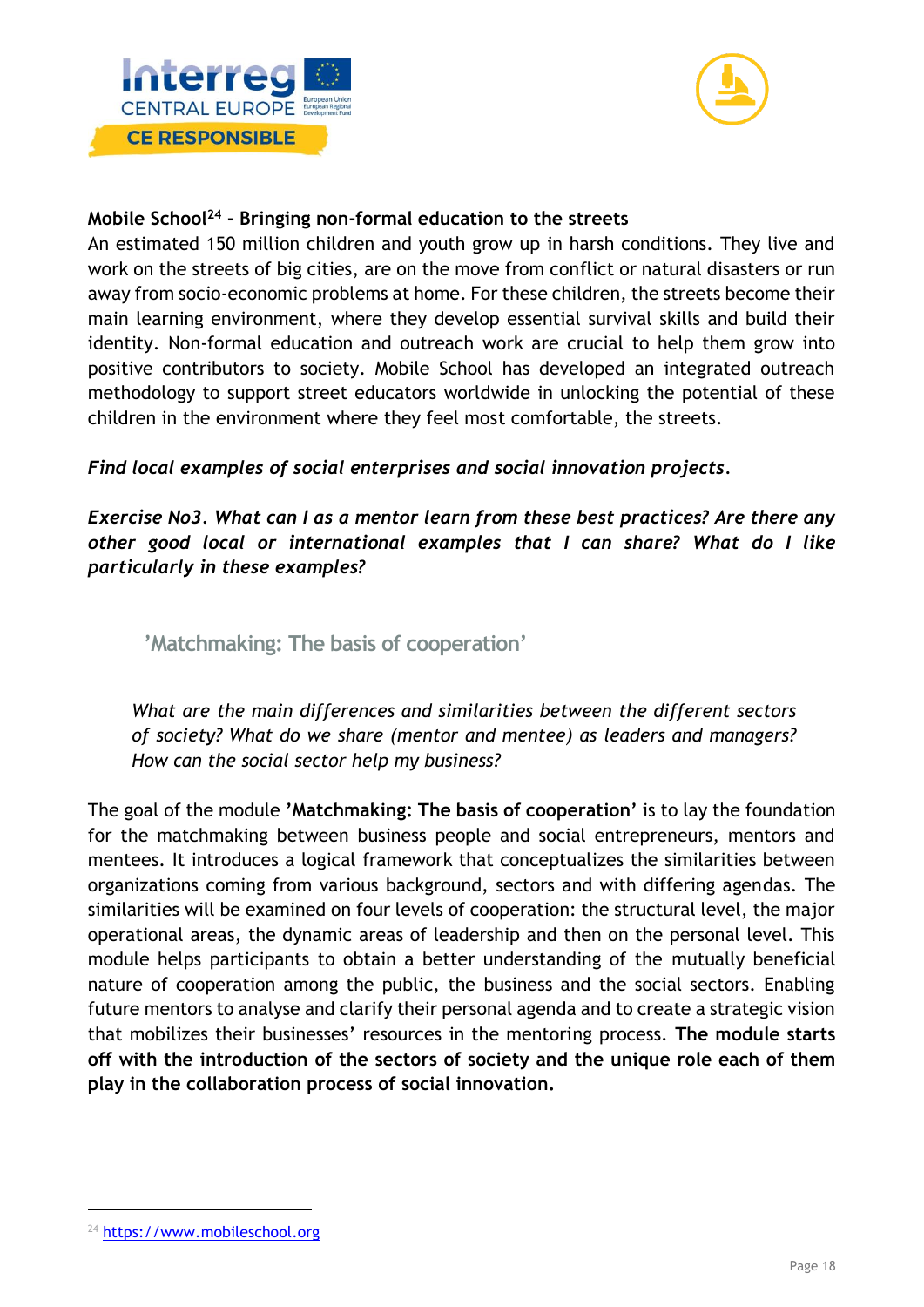**Mobile School[24] - Bringing non-formal education to the streets**

An estimated 150 million children and youth grow up in harsh conditions. They live and work on the streets of big cities, are on the move from conflict or natural disasters or run away from socio-economic problems at home. For these children, the streets become their main learning environment, where they develop essential survival skills and build their identity. Non-formal education and outreach work are crucial to help them grow into positive contributors to society. Mobile School has developed an integrated outreach methodology to support street educators worldwide in unlocking the potential of these children in the environment where they feel most comfortable, the streets.

***Find local examples of social enterprises and social innovation projects.***

***Exercise No3. What can I as a mentor learn from these best practices? Are there any other good local or international examples that I can share? What do I like particularly in these examples?***

## 'Matchmaking: The basis of cooperation'

*What are the main differences and similarities between the different sectors of society? What do we share (mentor and mentee) as leaders and managers? How can the social sector help my business?*

The goal of the module **'Matchmaking: The basis of cooperation'** is to lay the foundation for the matchmaking between business people and social entrepreneurs, mentors and mentees. It introduces a logical framework that conceptualizes the similarities between organizations coming from various background, sectors and with differing agendas. The similarities will be examined on four levels of cooperation: the structural level, the major operational areas, the dynamic areas of leadership and then on the personal level. This module helps participants to obtain a better understanding of the mutually beneficial nature of cooperation among the public, the business and the social sectors. Enabling future mentors to analyse and clarify their personal agenda and to create a strategic vision that mobilizes their businesses' resources in the mentoring process. **The module starts off with the introduction of the sectors of society and the unique role each of them play in the collaboration process of social innovation.**

---

[24] https://www.mobileschool.org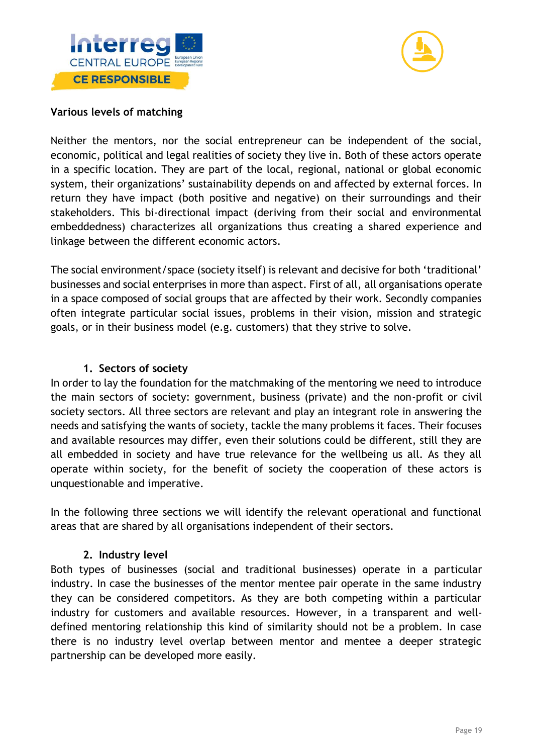**Various levels of matching**

Neither the mentors, nor the social entrepreneur can be independent of the social, economic, political and legal realities of society they live in. Both of these actors operate in a specific location. They are part of the local, regional, national or global economic system, their organizations' sustainability depends on and affected by external forces. In return they have impact (both positive and negative) on their surroundings and their stakeholders. This bi-directional impact (deriving from their social and environmental embeddedness) characterizes all organizations thus creating a shared experience and linkage between the different economic actors.

The social environment/space (society itself) is relevant and decisive for both 'traditional' businesses and social enterprises in more than aspect. First of all, all organisations operate in a space composed of social groups that are affected by their work. Secondly companies often integrate particular social issues, problems in their vision, mission and strategic goals, or in their business model (e.g. customers) that they strive to solve.

1. **Sectors of society**

In order to lay the foundation for the matchmaking of the mentoring we need to introduce the main sectors of society: government, business (private) and the non-profit or civil society sectors. All three sectors are relevant and play an integrant role in answering the needs and satisfying the wants of society, tackle the many problems it faces. Their focuses and available resources may differ, even their solutions could be different, still they are all embedded in society and have true relevance for the wellbeing us all. As they all operate within society, for the benefit of society the cooperation of these actors is unquestionable and imperative.

In the following three sections we will identify the relevant operational and functional areas that are shared by all organisations independent of their sectors.

2. **Industry level**

Both types of businesses (social and traditional businesses) operate in a particular industry. In case the businesses of the mentor mentee pair operate in the same industry they can be considered competitors. As they are both competing within a particular industry for customers and available resources. However, in a transparent and well-defined mentoring relationship this kind of similarity should not be a problem. In case there is no industry level overlap between mentor and mentee a deeper strategic partnership can be developed more easily.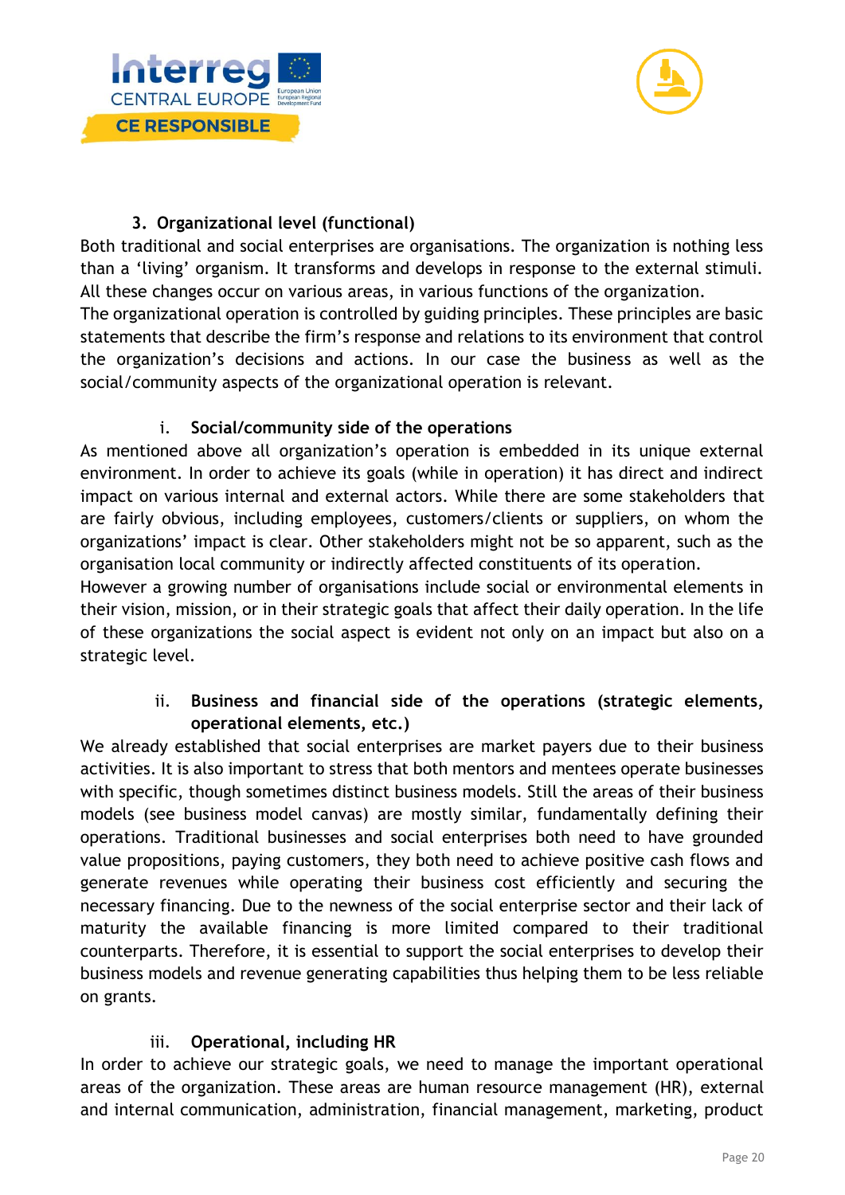### 3. Organizational level (functional)

Both traditional and social enterprises are organisations. The organization is nothing less than a 'living' organism. It transforms and develops in response to the external stimuli. All these changes occur on various areas, in various functions of the organization.
The organizational operation is controlled by guiding principles. These principles are basic statements that describe the firm's response and relations to its environment that control the organization's decisions and actions. In our case the business as well as the social/community aspects of the organizational operation is relevant.

#### i. Social/community side of the operations

As mentioned above all organization's operation is embedded in its unique external environment. In order to achieve its goals (while in operation) it has direct and indirect impact on various internal and external actors. While there are some stakeholders that are fairly obvious, including employees, customers/clients or suppliers, on whom the organizations' impact is clear. Other stakeholders might not be so apparent, such as the organisation local community or indirectly affected constituents of its operation.
However a growing number of organisations include social or environmental elements in their vision, mission, or in their strategic goals that affect their daily operation. In the life of these organizations the social aspect is evident not only on an impact but also on a strategic level.

#### ii. Business and financial side of the operations (strategic elements, operational elements, etc.)

We already established that social enterprises are market payers due to their business activities. It is also important to stress that both mentors and mentees operate businesses with specific, though sometimes distinct business models. Still the areas of their business models (see business model canvas) are mostly similar, fundamentally defining their operations. Traditional businesses and social enterprises both need to have grounded value propositions, paying customers, they both need to achieve positive cash flows and generate revenues while operating their business cost efficiently and securing the necessary financing. Due to the newness of the social enterprise sector and their lack of maturity the available financing is more limited compared to their traditional counterparts. Therefore, it is essential to support the social enterprises to develop their business models and revenue generating capabilities thus helping them to be less reliable on grants.

#### iii. Operational, including HR

In order to achieve our strategic goals, we need to manage the important operational areas of the organization. These areas are human resource management (HR), external and internal communication, administration, financial management, marketing, product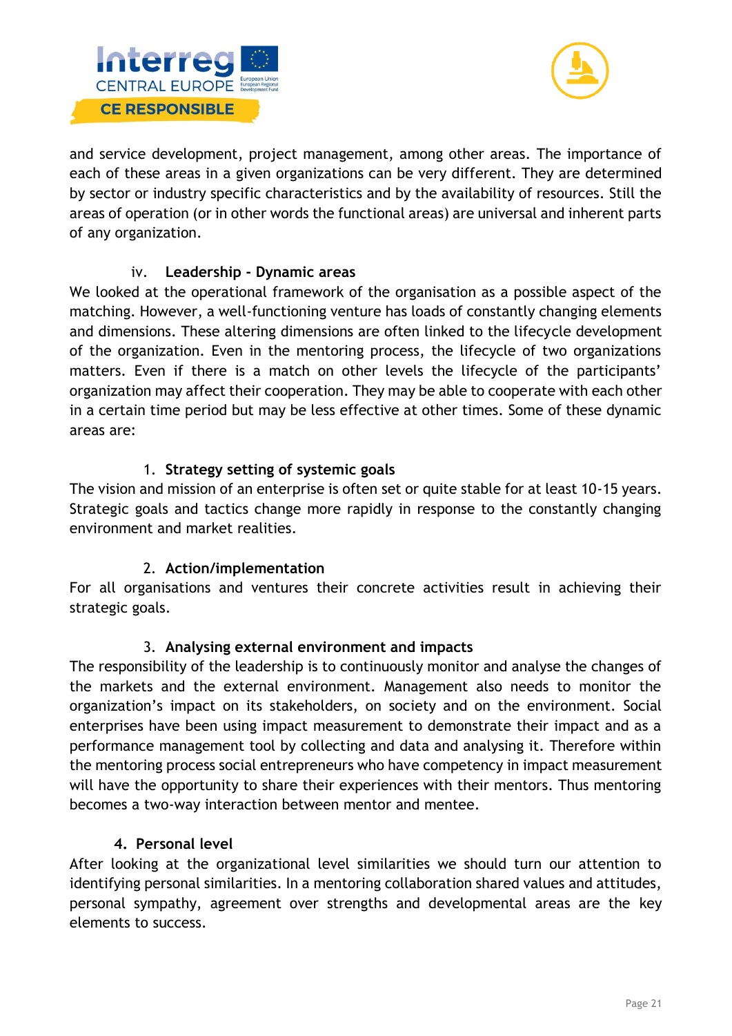and service development, project management, among other areas. The importance of each of these areas in a given organizations can be very different. They are determined by sector or industry specific characteristics and by the availability of resources. Still the areas of operation (or in other words the functional areas) are universal and inherent parts of any organization.

#### iv. Leadership - Dynamic areas

We looked at the operational framework of the organisation as a possible aspect of the matching. However, a well-functioning venture has loads of constantly changing elements and dimensions. These altering dimensions are often linked to the lifecycle development of the organization. Even in the mentoring process, the lifecycle of two organizations matters. Even if there is a match on other levels the lifecycle of the participants' organization may affect their cooperation. They may be able to cooperate with each other in a certain time period but may be less effective at other times. Some of these dynamic areas are:

##### 1. Strategy setting of systemic goals

The vision and mission of an enterprise is often set or quite stable for at least 10-15 years. Strategic goals and tactics change more rapidly in response to the constantly changing environment and market realities.

##### 2. Action/implementation

For all organisations and ventures their concrete activities result in achieving their strategic goals.

##### 3. Analysing external environment and impacts

The responsibility of the leadership is to continuously monitor and analyse the changes of the markets and the external environment. Management also needs to monitor the organization's impact on its stakeholders, on society and on the environment. Social enterprises have been using impact measurement to demonstrate their impact and as a performance management tool by collecting and data and analysing it. Therefore within the mentoring process social entrepreneurs who have competency in impact measurement will have the opportunity to share their experiences with their mentors. Thus mentoring becomes a two-way interaction between mentor and mentee.

### 4. Personal level

After looking at the organizational level similarities we should turn our attention to identifying personal similarities. In a mentoring collaboration shared values and attitudes, personal sympathy, agreement over strengths and developmental areas are the key elements to success.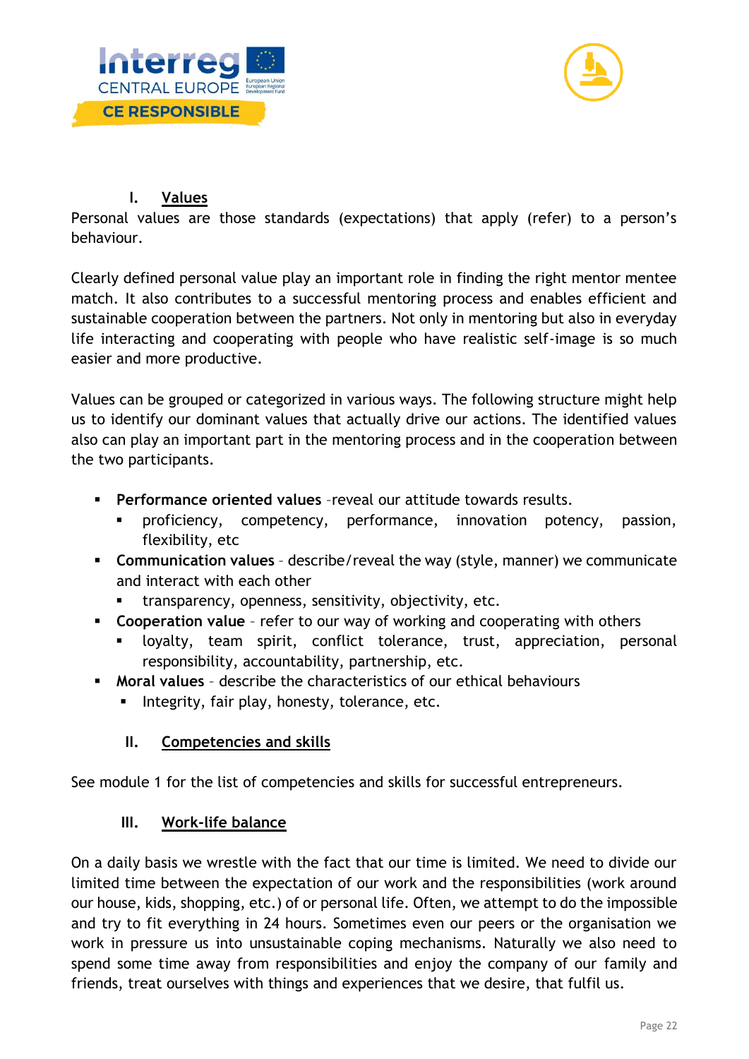## I. Values

Personal values are those standards (expectations) that apply (refer) to a person's behaviour.

Clearly defined personal value play an important role in finding the right mentor mentee match. It also contributes to a successful mentoring process and enables efficient and sustainable cooperation between the partners. Not only in mentoring but also in everyday life interacting and cooperating with people who have realistic self-image is so much easier and more productive.

Values can be grouped or categorized in various ways. The following structure might help us to identify our dominant values that actually drive our actions. The identified values also can play an important part in the mentoring process and in the cooperation between the two participants.

- **Performance oriented values** –reveal our attitude towards results.
  - proficiency, competency, performance, innovation potency, passion, flexibility, etc
- **Communication values** – describe/reveal the way (style, manner) we communicate and interact with each other
  - transparency, openness, sensitivity, objectivity, etc.
- **Cooperation value** – refer to our way of working and cooperating with others
  - loyalty, team spirit, conflict tolerance, trust, appreciation, personal responsibility, accountability, partnership, etc.
- **Moral values** – describe the characteristics of our ethical behaviours
  - Integrity, fair play, honesty, tolerance, etc.

## II. Competencies and skills

See module 1 for the list of competencies and skills for successful entrepreneurs.

## III. Work-life balance

On a daily basis we wrestle with the fact that our time is limited. We need to divide our limited time between the expectation of our work and the responsibilities (work around our house, kids, shopping, etc.) of or personal life. Often, we attempt to do the impossible and try to fit everything in 24 hours. Sometimes even our peers or the organisation we work in pressure us into unsustainable coping mechanisms. Naturally we also need to spend some time away from responsibilities and enjoy the company of our family and friends, treat ourselves with things and experiences that we desire, that fulfil us.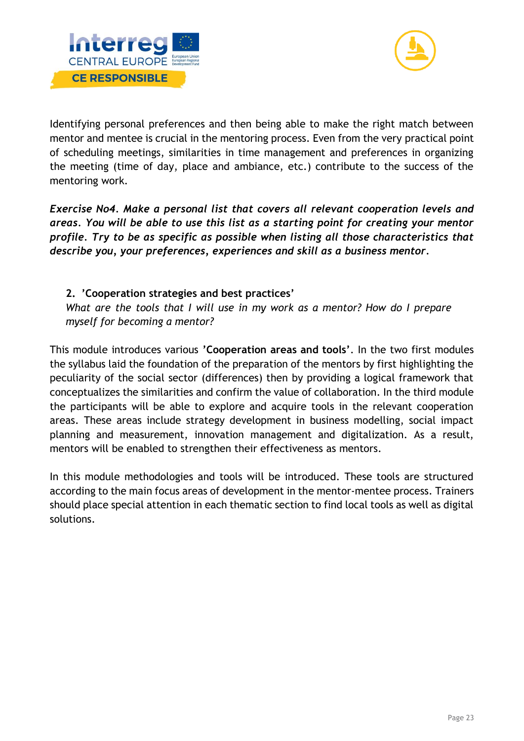Identifying personal preferences and then being able to make the right match between mentor and mentee is crucial in the mentoring process. Even from the very practical point of scheduling meetings, similarities in time management and preferences in organizing the meeting (time of day, place and ambiance, etc.) contribute to the success of the mentoring work.

***Exercise No4. Make a personal list that covers all relevant cooperation levels and areas. You will be able to use this list as a starting point for creating your mentor profile. Try to be as specific as possible when listing all those characteristics that describe you, your preferences, experiences and skill as a business mentor.***

## 2. 'Cooperation strategies and best practices'

*What are the tools that I will use in my work as a mentor? How do I prepare myself for becoming a mentor?*

This module introduces various **'Cooperation areas and tools'**. In the two first modules the syllabus laid the foundation of the preparation of the mentors by first highlighting the peculiarity of the social sector (differences) then by providing a logical framework that conceptualizes the similarities and confirm the value of collaboration. In the third module the participants will be able to explore and acquire tools in the relevant cooperation areas. These areas include strategy development in business modelling, social impact planning and measurement, innovation management and digitalization. As a result, mentors will be enabled to strengthen their effectiveness as mentors.

In this module methodologies and tools will be introduced. These tools are structured according to the main focus areas of development in the mentor-mentee process. Trainers should place special attention in each thematic section to find local tools as well as digital solutions.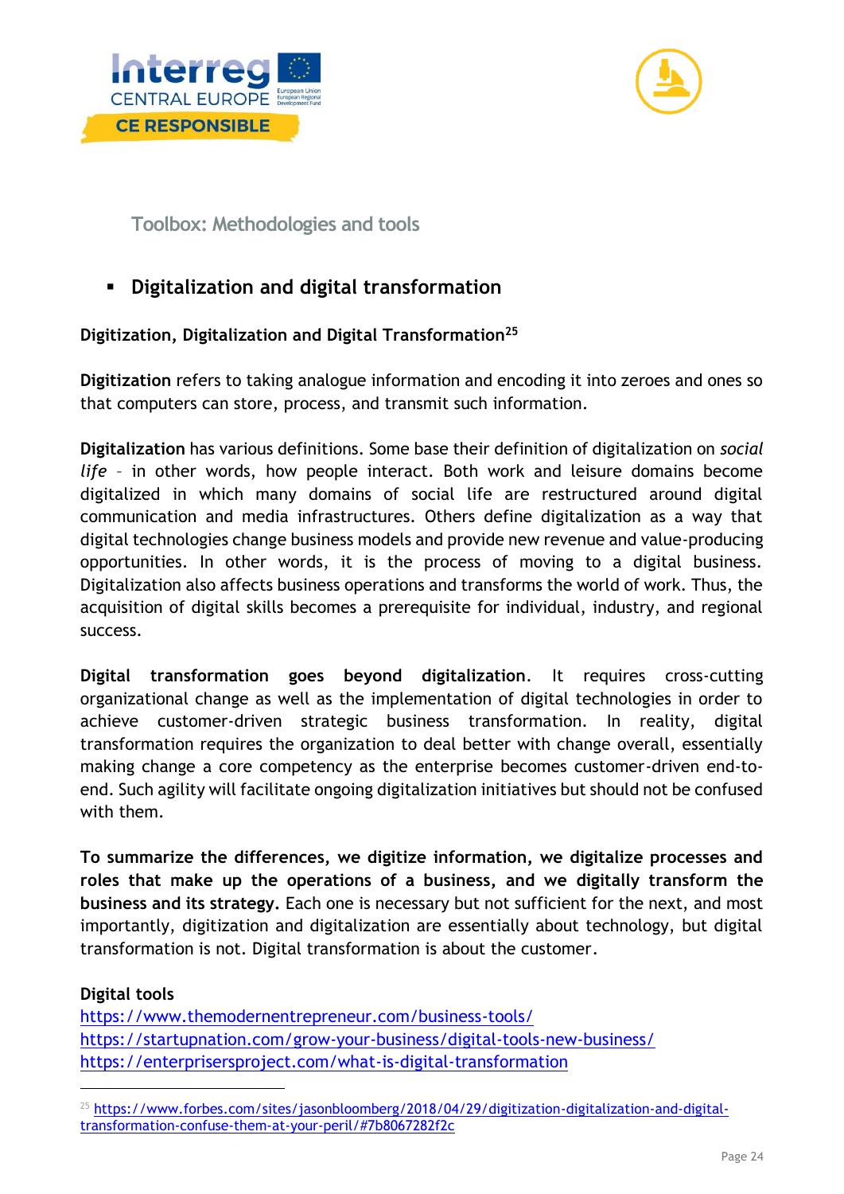Toolbox: Methodologies and tools

- **Digitalization and digital transformation**

**Digitization, Digitalization and Digital Transformation**[25]

**Digitization** refers to taking analogue information and encoding it into zeroes and ones so that computers can store, process, and transmit such information.

**Digitalization** has various definitions. Some base their definition of digitalization on *social life* – in other words, how people interact. Both work and leisure domains become digitalized in which many domains of social life are restructured around digital communication and media infrastructures. Others define digitalization as a way that digital technologies change business models and provide new revenue and value-producing opportunities. In other words, it is the process of moving to a digital business. Digitalization also affects business operations and transforms the world of work. Thus, the acquisition of digital skills becomes a prerequisite for individual, industry, and regional success.

**Digital transformation goes beyond digitalization**. It requires cross-cutting organizational change as well as the implementation of digital technologies in order to achieve customer-driven strategic business transformation. In reality, digital transformation requires the organization to deal better with change overall, essentially making change a core competency as the enterprise becomes customer-driven end-to-end. Such agility will facilitate ongoing digitalization initiatives but should not be confused with them.

**To summarize the differences, we digitize information, we digitalize processes and roles that make up the operations of a business, and we digitally transform the business and its strategy.** Each one is necessary but not sufficient for the next, and most importantly, digitization and digitalization are essentially about technology, but digital transformation is not. Digital transformation is about the customer.

**Digital tools**
https://www.themodernentrepreneur.com/business-tools/
https://startupnation.com/grow-your-business/digital-tools-new-business/
https://enterprisersproject.com/what-is-digital-transformation

[25] https://www.forbes.com/sites/jasonbloomberg/2018/04/29/digitization-digitalization-and-digital-transformation-confuse-them-at-your-peril/#7b8067282f2c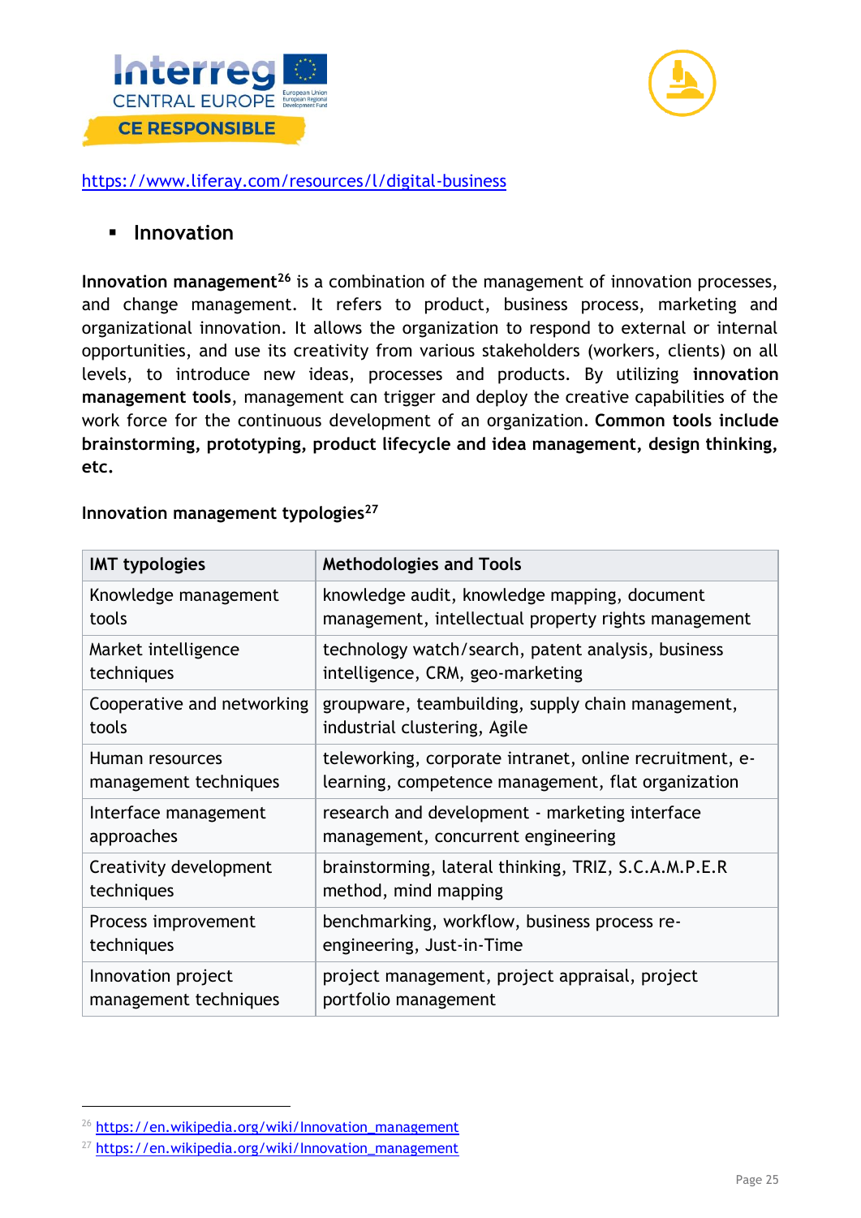https://www.liferay.com/resources/l/digital-business

- **Innovation**

**Innovation management**[26] is a combination of the management of innovation processes, and change management. It refers to product, business process, marketing and organizational innovation. It allows the organization to respond to external or internal opportunities, and use its creativity from various stakeholders (workers, clients) on all levels, to introduce new ideas, processes and products. By utilizing **innovation management tools**, management can trigger and deploy the creative capabilities of the work force for the continuous development of an organization. **Common tools include brainstorming, prototyping, product lifecycle and idea management, design thinking, etc.**

**Innovation management typologies**[27]

| IMT typologies | Methodologies and Tools |
|---|---|
| Knowledge management tools | knowledge audit, knowledge mapping, document management, intellectual property rights management |
| Market intelligence techniques | technology watch/search, patent analysis, business intelligence, CRM, geo-marketing |
| Cooperative and networking tools | groupware, teambuilding, supply chain management, industrial clustering, Agile |
| Human resources management techniques | teleworking, corporate intranet, online recruitment, e-learning, competence management, flat organization |
| Interface management approaches | research and development - marketing interface management, concurrent engineering |
| Creativity development techniques | brainstorming, lateral thinking, TRIZ, S.C.A.M.P.E.R method, mind mapping |
| Process improvement techniques | benchmarking, workflow, business process re-engineering, Just-in-Time |
| Innovation project management techniques | project management, project appraisal, project portfolio management |

[26] https://en.wikipedia.org/wiki/Innovation_management

[27] https://en.wikipedia.org/wiki/Innovation_management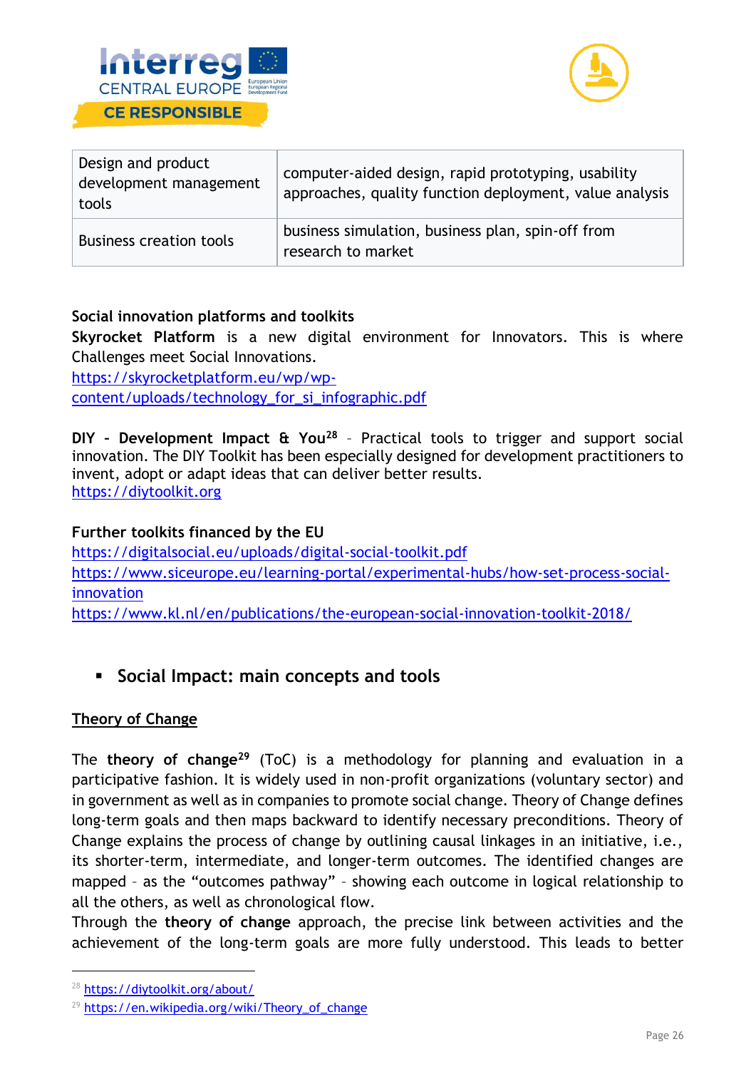| Design and product development management tools | computer-aided design, rapid prototyping, usability approaches, quality function deployment, value analysis |
| --- | --- |
| Business creation tools | business simulation, business plan, spin-off from research to market |

**Social innovation platforms and toolkits**

**Skyrocket Platform** is a new digital environment for Innovators. This is where Challenges meet Social Innovations.
https://skyrocketplatform.eu/wp/wp-content/uploads/technology_for_si_infographic.pdf

**DIY - Development Impact & You**[28] – Practical tools to trigger and support social innovation. The DIY Toolkit has been especially designed for development practitioners to invent, adopt or adapt ideas that can deliver better results.
https://diytoolkit.org

**Further toolkits financed by the EU**

https://digitalsocial.eu/uploads/digital-social-toolkit.pdf
https://www.siceurope.eu/learning-portal/experimental-hubs/how-set-process-social-innovation
https://www.kl.nl/en/publications/the-european-social-innovation-toolkit-2018/

- **Social Impact: main concepts and tools**

**Theory of Change**

The **theory of change**[29] (ToC) is a methodology for planning and evaluation in a participative fashion. It is widely used in non-profit organizations (voluntary sector) and in government as well as in companies to promote social change. Theory of Change defines long-term goals and then maps backward to identify necessary preconditions. Theory of Change explains the process of change by outlining causal linkages in an initiative, i.e., its shorter-term, intermediate, and longer-term outcomes. The identified changes are mapped – as the "outcomes pathway" – showing each outcome in logical relationship to all the others, as well as chronological flow.
Through the **theory of change** approach, the precise link between activities and the achievement of the long-term goals are more fully understood. This leads to better

[28] https://diytoolkit.org/about/
[29] https://en.wikipedia.org/wiki/Theory_of_change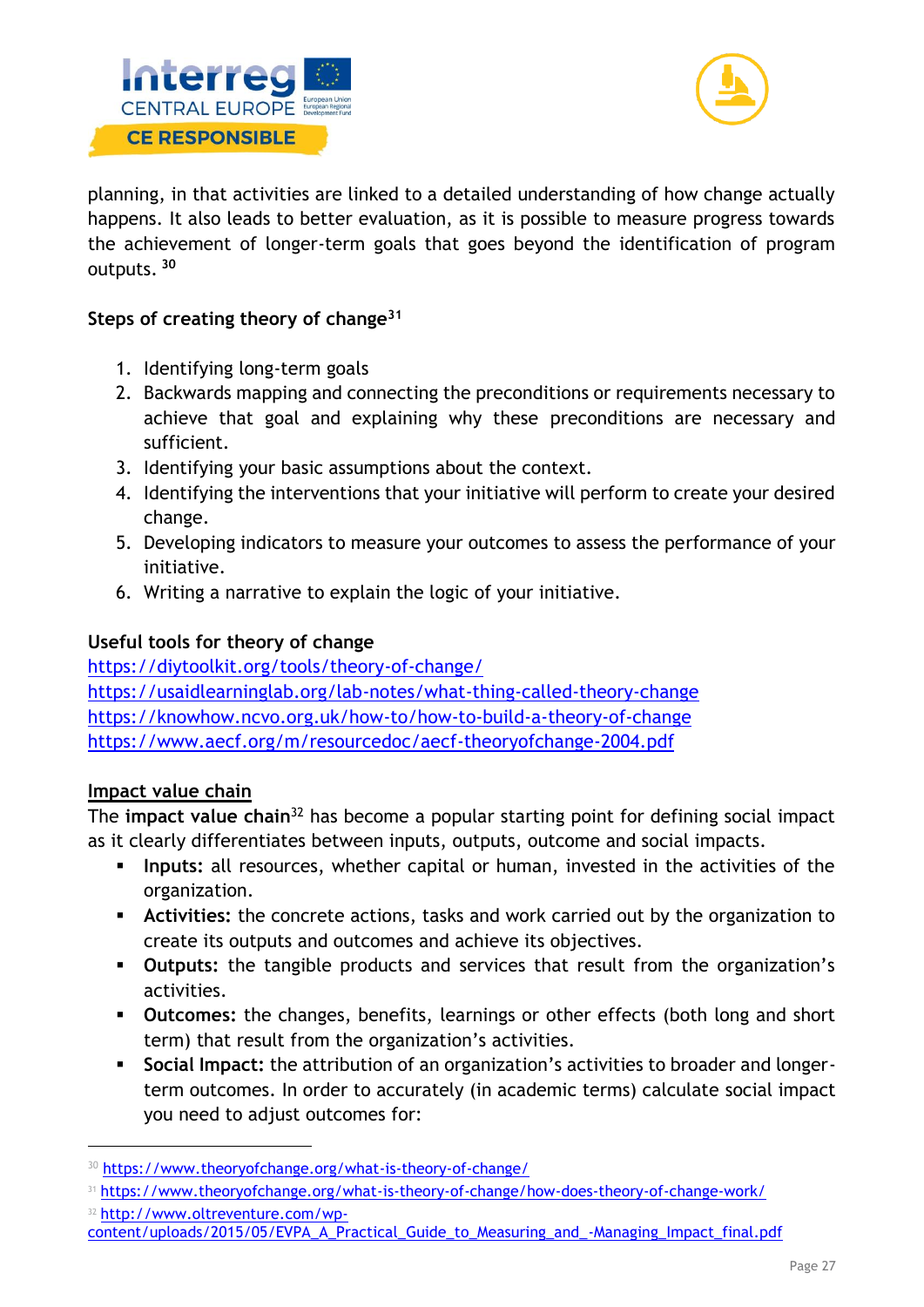planning, in that activities are linked to a detailed understanding of how change actually happens. It also leads to better evaluation, as it is possible to measure progress towards the achievement of longer-term goals that goes beyond the identification of program outputs. [30]

**Steps of creating theory of change[31]**

1. Identifying long-term goals
2. Backwards mapping and connecting the preconditions or requirements necessary to achieve that goal and explaining why these preconditions are necessary and sufficient.
3. Identifying your basic assumptions about the context.
4. Identifying the interventions that your initiative will perform to create your desired change.
5. Developing indicators to measure your outcomes to assess the performance of your initiative.
6. Writing a narrative to explain the logic of your initiative.

**Useful tools for theory of change**

https://diytoolkit.org/tools/theory-of-change/
https://usaidlearninglab.org/lab-notes/what-thing-called-theory-change
https://knowhow.ncvo.org.uk/how-to/how-to-build-a-theory-of-change
https://www.aecf.org/m/resourcedoc/aecf-theoryofchange-2004.pdf

**Impact value chain**

The **impact value chain**[32] has become a popular starting point for defining social impact as it clearly differentiates between inputs, outputs, outcome and social impacts.

- **Inputs:** all resources, whether capital or human, invested in the activities of the organization.
- **Activities:** the concrete actions, tasks and work carried out by the organization to create its outputs and outcomes and achieve its objectives.
- **Outputs:** the tangible products and services that result from the organization's activities.
- **Outcomes:** the changes, benefits, learnings or other effects (both long and short term) that result from the organization's activities.
- **Social Impact:** the attribution of an organization's activities to broader and longer-term outcomes. In order to accurately (in academic terms) calculate social impact you need to adjust outcomes for:

---

[30] https://www.theoryofchange.org/what-is-theory-of-change/

[31] https://www.theoryofchange.org/what-is-theory-of-change/how-does-theory-of-change-work/

[32] http://www.oltreventure.com/wp-content/uploads/2015/05/EVPA_A_Practical_Guide_to_Measuring_and_-Managing_Impact_final.pdf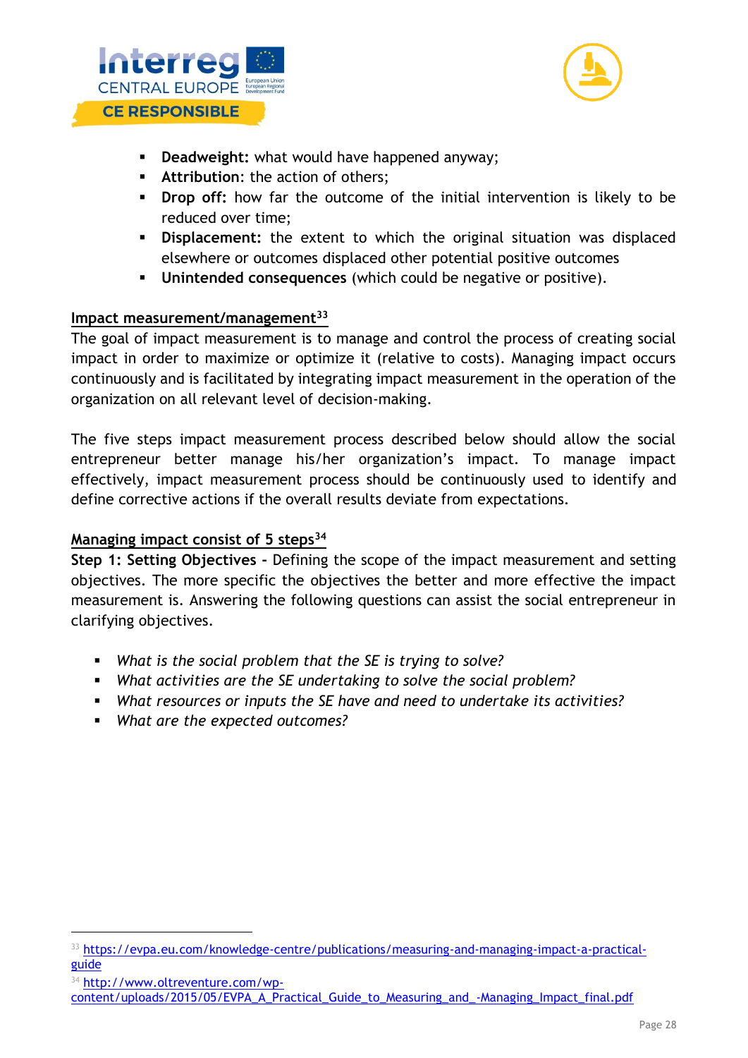- **Deadweight:** what would have happened anyway;
- **Attribution**: the action of others;
- **Drop off:** how far the outcome of the initial intervention is likely to be reduced over time;
- **Displacement:** the extent to which the original situation was displaced elsewhere or outcomes displaced other potential positive outcomes
- **Unintended consequences** (which could be negative or positive).

**Impact measurement/management**[33]

The goal of impact measurement is to manage and control the process of creating social impact in order to maximize or optimize it (relative to costs). Managing impact occurs continuously and is facilitated by integrating impact measurement in the operation of the organization on all relevant level of decision-making.

The five steps impact measurement process described below should allow the social entrepreneur better manage his/her organization's impact. To manage impact effectively, impact measurement process should be continuously used to identify and define corrective actions if the overall results deviate from expectations.

**Managing impact consist of 5 steps**[34]

**Step 1: Setting Objectives -** Defining the scope of the impact measurement and setting objectives. The more specific the objectives the better and more effective the impact measurement is. Answering the following questions can assist the social entrepreneur in clarifying objectives.

- *What is the social problem that the SE is trying to solve?*
- *What activities are the SE undertaking to solve the social problem?*
- *What resources or inputs the SE have and need to undertake its activities?*
- *What are the expected outcomes?*

---

[33] https://evpa.eu.com/knowledge-centre/publications/measuring-and-managing-impact-a-practical-guide

[34] http://www.oltreventure.com/wp-content/uploads/2015/05/EVPA_A_Practical_Guide_to_Measuring_and_-Managing_Impact_final.pdf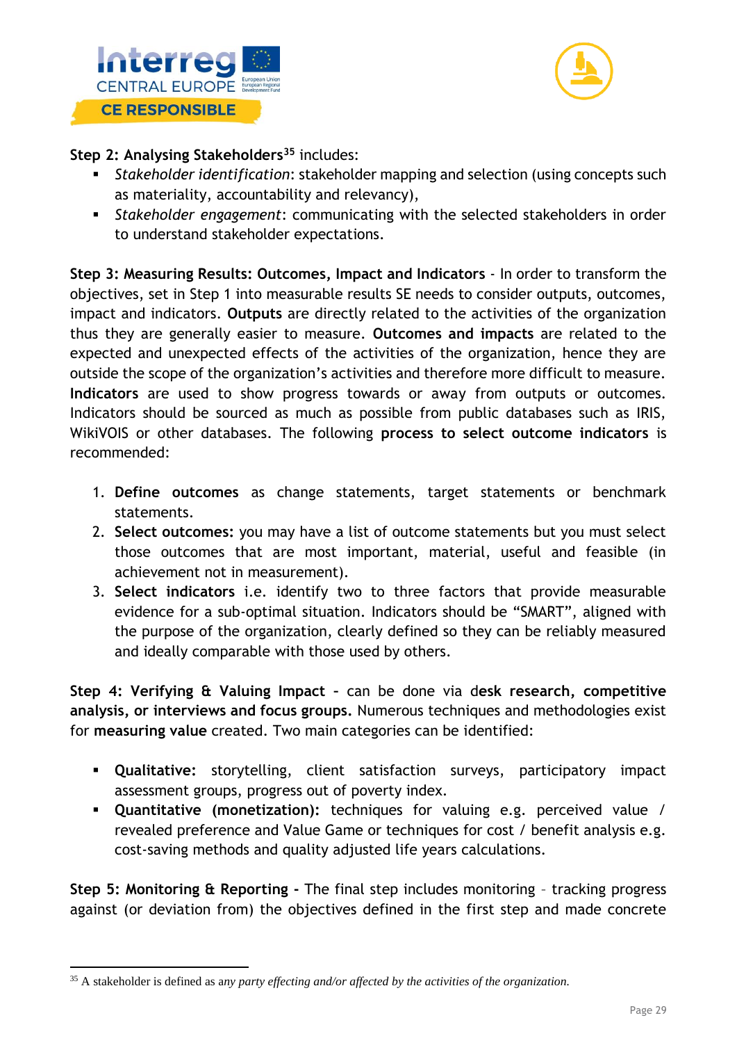**Step 2: Analysing Stakeholders**[35] includes:

- *Stakeholder identification*: stakeholder mapping and selection (using concepts such as materiality, accountability and relevancy),
- *Stakeholder engagement*: communicating with the selected stakeholders in order to understand stakeholder expectations.

**Step 3: Measuring Results: Outcomes, Impact and Indicators** - In order to transform the objectives, set in Step 1 into measurable results SE needs to consider outputs, outcomes, impact and indicators. **Outputs** are directly related to the activities of the organization thus they are generally easier to measure. **Outcomes and impacts** are related to the expected and unexpected effects of the activities of the organization, hence they are outside the scope of the organization's activities and therefore more difficult to measure. **Indicators** are used to show progress towards or away from outputs or outcomes. Indicators should be sourced as much as possible from public databases such as IRIS, WikiVOIS or other databases. The following **process to select outcome indicators** is recommended:

1. **Define outcomes** as change statements, target statements or benchmark statements.
2. **Select outcomes:** you may have a list of outcome statements but you must select those outcomes that are most important, material, useful and feasible (in achievement not in measurement).
3. **Select indicators** i.e. identify two to three factors that provide measurable evidence for a sub-optimal situation. Indicators should be "SMART", aligned with the purpose of the organization, clearly defined so they can be reliably measured and ideally comparable with those used by others.

**Step 4: Verifying & Valuing Impact –** can be done via d**esk research, competitive analysis, or interviews and focus groups.** Numerous techniques and methodologies exist for **measuring value** created. Two main categories can be identified:

- **Qualitative:** storytelling, client satisfaction surveys, participatory impact assessment groups, progress out of poverty index.
- **Quantitative (monetization):** techniques for valuing e.g. perceived value / revealed preference and Value Game or techniques for cost / benefit analysis e.g. cost-saving methods and quality adjusted life years calculations.

**Step 5: Monitoring & Reporting -** The final step includes monitoring – tracking progress against (or deviation from) the objectives defined in the first step and made concrete

---

[35] A stakeholder is defined as a*ny party effecting and/or affected by the activities of the organization.*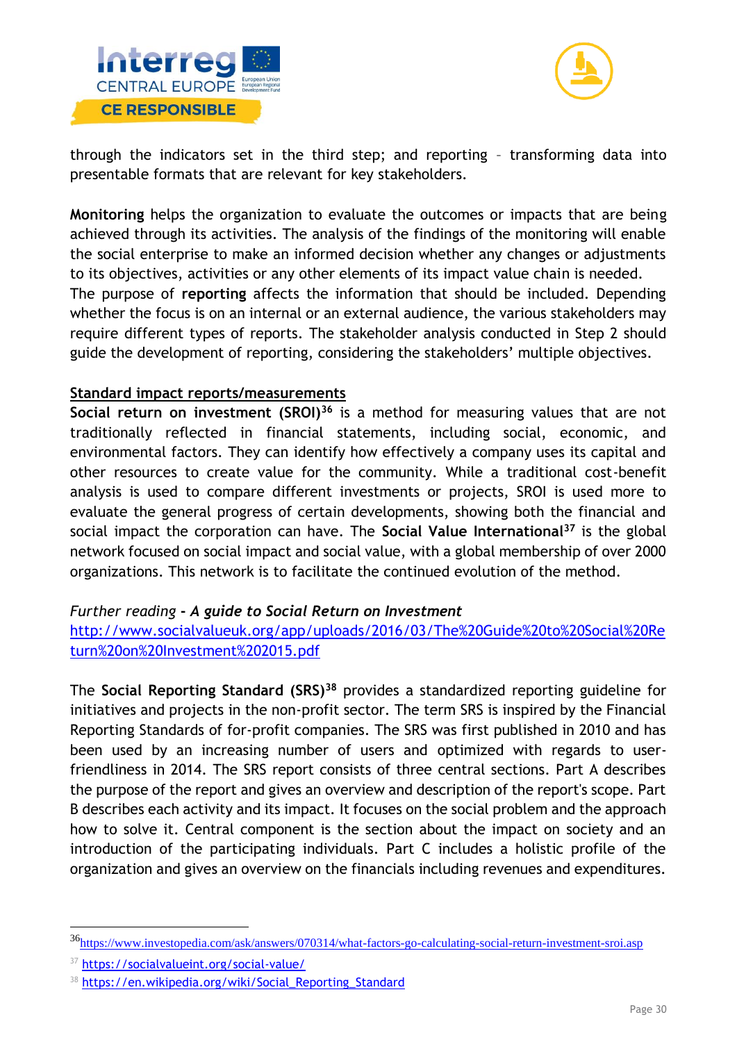through the indicators set in the third step; and reporting – transforming data into presentable formats that are relevant for key stakeholders.

**Monitoring** helps the organization to evaluate the outcomes or impacts that are being achieved through its activities. The analysis of the findings of the monitoring will enable the social enterprise to make an informed decision whether any changes or adjustments to its objectives, activities or any other elements of its impact value chain is needed.
The purpose of **reporting** affects the information that should be included. Depending whether the focus is on an internal or an external audience, the various stakeholders may require different types of reports. The stakeholder analysis conducted in Step 2 should guide the development of reporting, considering the stakeholders' multiple objectives.

**Standard impact reports/measurements**

**Social return on investment (SROI)**[36] is a method for measuring values that are not traditionally reflected in financial statements, including social, economic, and environmental factors. They can identify how effectively a company uses its capital and other resources to create value for the community. While a traditional cost-benefit analysis is used to compare different investments or projects, SROI is used more to evaluate the general progress of certain developments, showing both the financial and social impact the corporation can have. The **Social Value International**[37] is the global network focused on social impact and social value, with a global membership of over 2000 organizations. This network is to facilitate the continued evolution of the method.

*Further reading* ***- A guide to Social Return on Investment***
http://www.socialvalueuk.org/app/uploads/2016/03/The%20Guide%20to%20Social%20Return%20on%20Investment%202015.pdf

The **Social Reporting Standard (SRS)**[38] provides a standardized reporting guideline for initiatives and projects in the non-profit sector. The term SRS is inspired by the Financial Reporting Standards of for-profit companies. The SRS was first published in 2010 and has been used by an increasing number of users and optimized with regards to user-friendliness in 2014. The SRS report consists of three central sections. Part A describes the purpose of the report and gives an overview and description of the report's scope. Part B describes each activity and its impact. It focuses on the social problem and the approach how to solve it. Central component is the section about the impact on society and an introduction of the participating individuals. Part C includes a holistic profile of the organization and gives an overview on the financials including revenues and expenditures.

---

[36] https://www.investopedia.com/ask/answers/070314/what-factors-go-calculating-social-return-investment-sroi.asp

[37] https://socialvalueint.org/social-value/

[38] https://en.wikipedia.org/wiki/Social_Reporting_Standard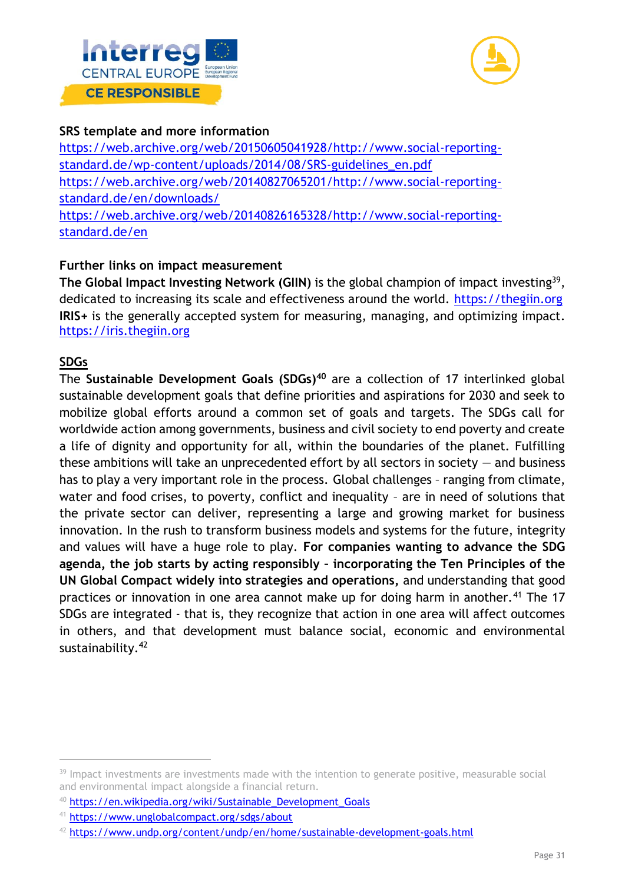**SRS template and more information**

https://web.archive.org/web/20150605041928/http://www.social-reporting-standard.de/wp-content/uploads/2014/08/SRS-guidelines_en.pdf
https://web.archive.org/web/20140827065201/http://www.social-reporting-standard.de/en/downloads/
https://web.archive.org/web/20140826165328/http://www.social-reporting-standard.de/en

**Further links on impact measurement**

**The Global Impact Investing Network (GIIN)** is the global champion of impact investing[39], dedicated to increasing its scale and effectiveness around the world. https://thegiin.org
**IRIS+** is the generally accepted system for measuring, managing, and optimizing impact. https://iris.thegiin.org

**SDGs**

The **Sustainable Development Goals (SDGs)**[40] are a collection of 17 interlinked global sustainable development goals that define priorities and aspirations for 2030 and seek to mobilize global efforts around a common set of goals and targets. The SDGs call for worldwide action among governments, business and civil society to end poverty and create a life of dignity and opportunity for all, within the boundaries of the planet. Fulfilling these ambitions will take an unprecedented effort by all sectors in society — and business has to play a very important role in the process. Global challenges – ranging from climate, water and food crises, to poverty, conflict and inequality – are in need of solutions that the private sector can deliver, representing a large and growing market for business innovation. In the rush to transform business models and systems for the future, integrity and values will have a huge role to play. **For companies wanting to advance the SDG agenda, the job starts by acting responsibly – incorporating the Ten Principles of the UN Global Compact widely into strategies and operations,** and understanding that good practices or innovation in one area cannot make up for doing harm in another.[41] The 17 SDGs are integrated - that is, they recognize that action in one area will affect outcomes in others, and that development must balance social, economic and environmental sustainability.[42]

---

[39] Impact investments are investments made with the intention to generate positive, measurable social and environmental impact alongside a financial return.

[40] https://en.wikipedia.org/wiki/Sustainable_Development_Goals

[41] https://www.unglobalcompact.org/sdgs/about

[42] https://www.undp.org/content/undp/en/home/sustainable-development-goals.html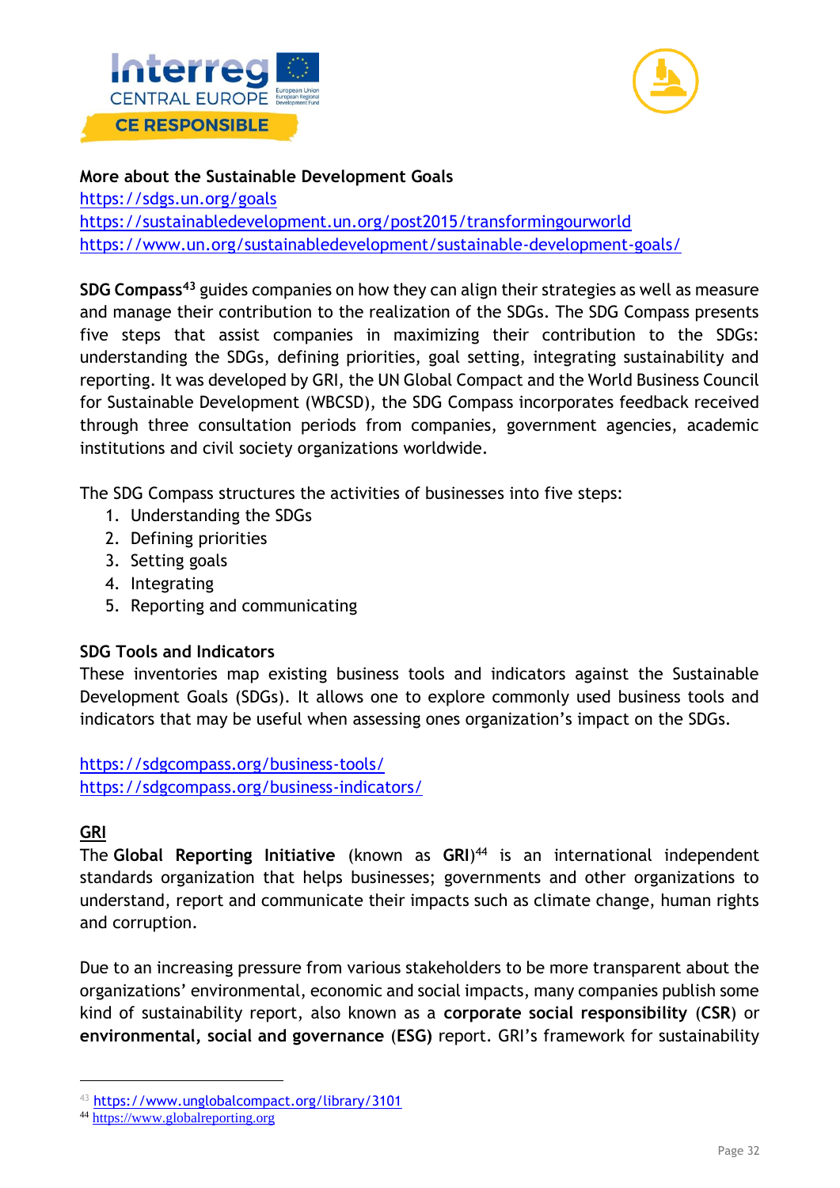**More about the Sustainable Development Goals**

https://sdgs.un.org/goals

https://sustainabledevelopment.un.org/post2015/transformingourworld

https://www.un.org/sustainabledevelopment/sustainable-development-goals/

**SDG Compass**[43] guides companies on how they can align their strategies as well as measure and manage their contribution to the realization of the SDGs. The SDG Compass presents five steps that assist companies in maximizing their contribution to the SDGs: understanding the SDGs, defining priorities, goal setting, integrating sustainability and reporting. It was developed by GRI, the UN Global Compact and the World Business Council for Sustainable Development (WBCSD), the SDG Compass incorporates feedback received through three consultation periods from companies, government agencies, academic institutions and civil society organizations worldwide.

The SDG Compass structures the activities of businesses into five steps:

1. Understanding the SDGs
2. Defining priorities
3. Setting goals
4. Integrating
5. Reporting and communicating

**SDG Tools and Indicators**

These inventories map existing business tools and indicators against the Sustainable Development Goals (SDGs). It allows one to explore commonly used business tools and indicators that may be useful when assessing ones organization's impact on the SDGs.

https://sdgcompass.org/business-tools/

https://sdgcompass.org/business-indicators/

**GRI**

The **Global Reporting Initiative** (known as **GRI**)[44] is an international independent standards organization that helps businesses; governments and other organizations to understand, report and communicate their impacts such as climate change, human rights and corruption.

Due to an increasing pressure from various stakeholders to be more transparent about the organizations' environmental, economic and social impacts, many companies publish some kind of sustainability report, also known as a **corporate social responsibility** (**CSR**) or **environmental, social and governance** (**ESG)** report. GRI's framework for sustainability

---

[43] https://www.unglobalcompact.org/library/3101

[44] https://www.globalreporting.org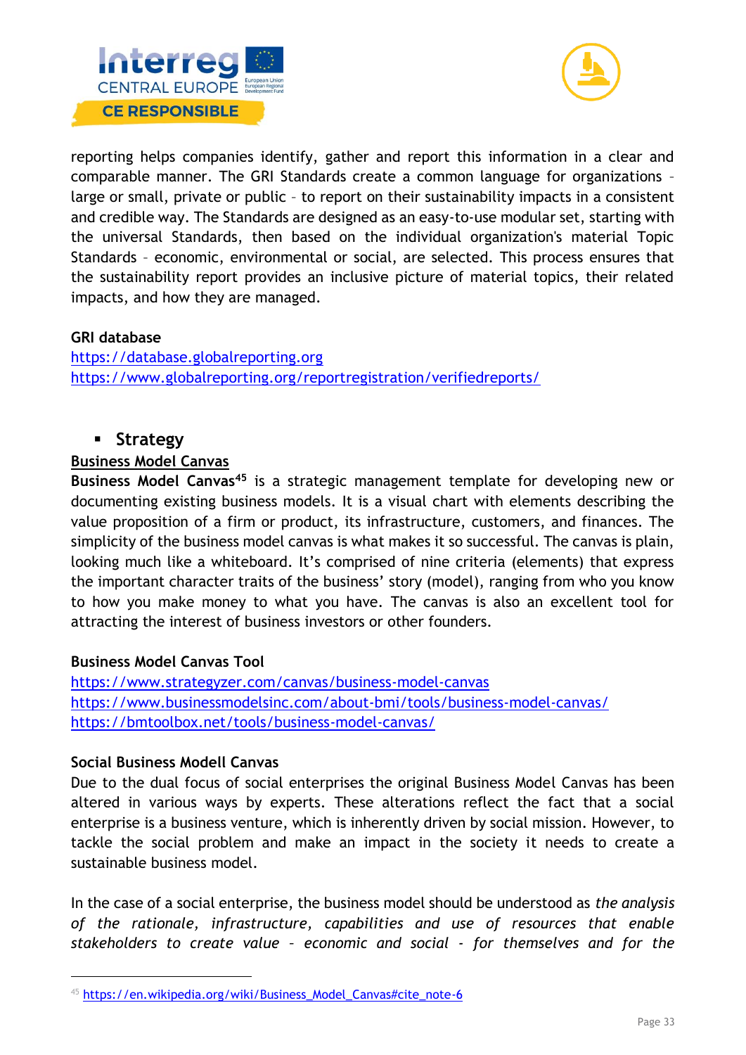reporting helps companies identify, gather and report this information in a clear and comparable manner. The GRI Standards create a common language for organizations – large or small, private or public – to report on their sustainability impacts in a consistent and credible way. The Standards are designed as an easy-to-use modular set, starting with the universal Standards, then based on the individual organization's material Topic Standards – economic, environmental or social, are selected. This process ensures that the sustainability report provides an inclusive picture of material topics, their related impacts, and how they are managed.

**GRI database**
[https://database.globalreporting.org](https://database.globalreporting.org)
[https://www.globalreporting.org/reportregistration/verifiedreports/](https://www.globalreporting.org/reportregistration/verifiedreports/)

- **Strategy**

<u>Business Model Canvas</u>

**Business Model Canvas**[45] is a strategic management template for developing new or documenting existing business models. It is a visual chart with elements describing the value proposition of a firm or product, its infrastructure, customers, and finances. The simplicity of the business model canvas is what makes it so successful. The canvas is plain, looking much like a whiteboard. It's comprised of nine criteria (elements) that express the important character traits of the business' story (model), ranging from who you know to how you make money to what you have. The canvas is also an excellent tool for attracting the interest of business investors or other founders.

**Business Model Canvas Tool**
[https://www.strategyzer.com/canvas/business-model-canvas](https://www.strategyzer.com/canvas/business-model-canvas)
[https://www.businessmodelsinc.com/about-bmi/tools/business-model-canvas/](https://www.businessmodelsinc.com/about-bmi/tools/business-model-canvas/)
[https://bmtoolbox.net/tools/business-model-canvas/](https://bmtoolbox.net/tools/business-model-canvas/)

**Social Business Modell Canvas**

Due to the dual focus of social enterprises the original Business Model Canvas has been altered in various ways by experts. These alterations reflect the fact that a social enterprise is a business venture, which is inherently driven by social mission. However, to tackle the social problem and make an impact in the society it needs to create a sustainable business model.

In the case of a social enterprise, the business model should be understood as *the analysis of the rationale, infrastructure, capabilities and use of resources that enable stakeholders to create value – economic and social - for themselves and for the*

---

[45] [https://en.wikipedia.org/wiki/Business_Model_Canvas#cite_note-6](https://en.wikipedia.org/wiki/Business_Model_Canvas#cite_note-6)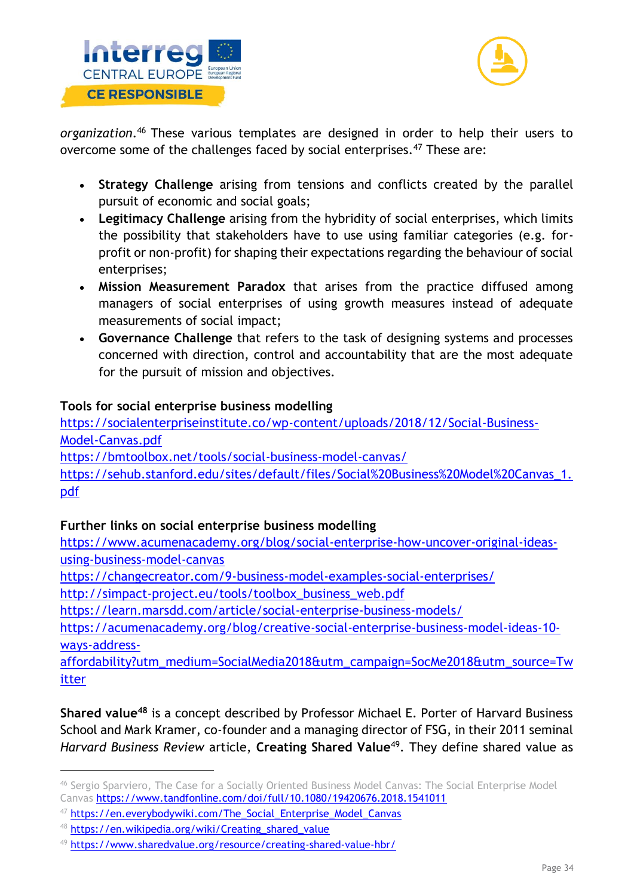*organization*.[46] These various templates are designed in order to help their users to overcome some of the challenges faced by social enterprises.[47] These are:

- **Strategy Challenge** arising from tensions and conflicts created by the parallel pursuit of economic and social goals;
- **Legitimacy Challenge** arising from the hybridity of social enterprises, which limits the possibility that stakeholders have to use using familiar categories (e.g. for-profit or non-profit) for shaping their expectations regarding the behaviour of social enterprises;
- **Mission Measurement Paradox** that arises from the practice diffused among managers of social enterprises of using growth measures instead of adequate measurements of social impact;
- **Governance Challenge** that refers to the task of designing systems and processes concerned with direction, control and accountability that are the most adequate for the pursuit of mission and objectives.

**Tools for social enterprise business modelling**

https://socialenterpriseinstitute.co/wp-content/uploads/2018/12/Social-Business-Model-Canvas.pdf
https://bmtoolbox.net/tools/social-business-model-canvas/
https://sehub.stanford.edu/sites/default/files/Social%20Business%20Model%20Canvas_1.pdf

**Further links on social enterprise business modelling**

https://www.acumenacademy.org/blog/social-enterprise-how-uncover-original-ideas-using-business-model-canvas
https://changecreator.com/9-business-model-examples-social-enterprises/
http://simpact-project.eu/tools/toolbox_business_web.pdf
https://learn.marsdd.com/article/social-enterprise-business-models/
https://acumenacademy.org/blog/creative-social-enterprise-business-model-ideas-10-ways-address-affordability?utm_medium=SocialMedia2018&utm_campaign=SocMe2018&utm_source=Twitter

**Shared value**[48] is a concept described by Professor Michael E. Porter of Harvard Business School and Mark Kramer, co-founder and a managing director of FSG, in their 2011 seminal *Harvard Business Review* article, **Creating Shared Value**[49]. They define shared value as

---

[46] Sergio Sparviero, The Case for a Socially Oriented Business Model Canvas: The Social Enterprise Model Canvas https://www.tandfonline.com/doi/full/10.1080/19420676.2018.1541011

[47] https://en.everybodywiki.com/The_Social_Enterprise_Model_Canvas

[48] https://en.wikipedia.org/wiki/Creating_shared_value

[49] https://www.sharedvalue.org/resource/creating-shared-value-hbr/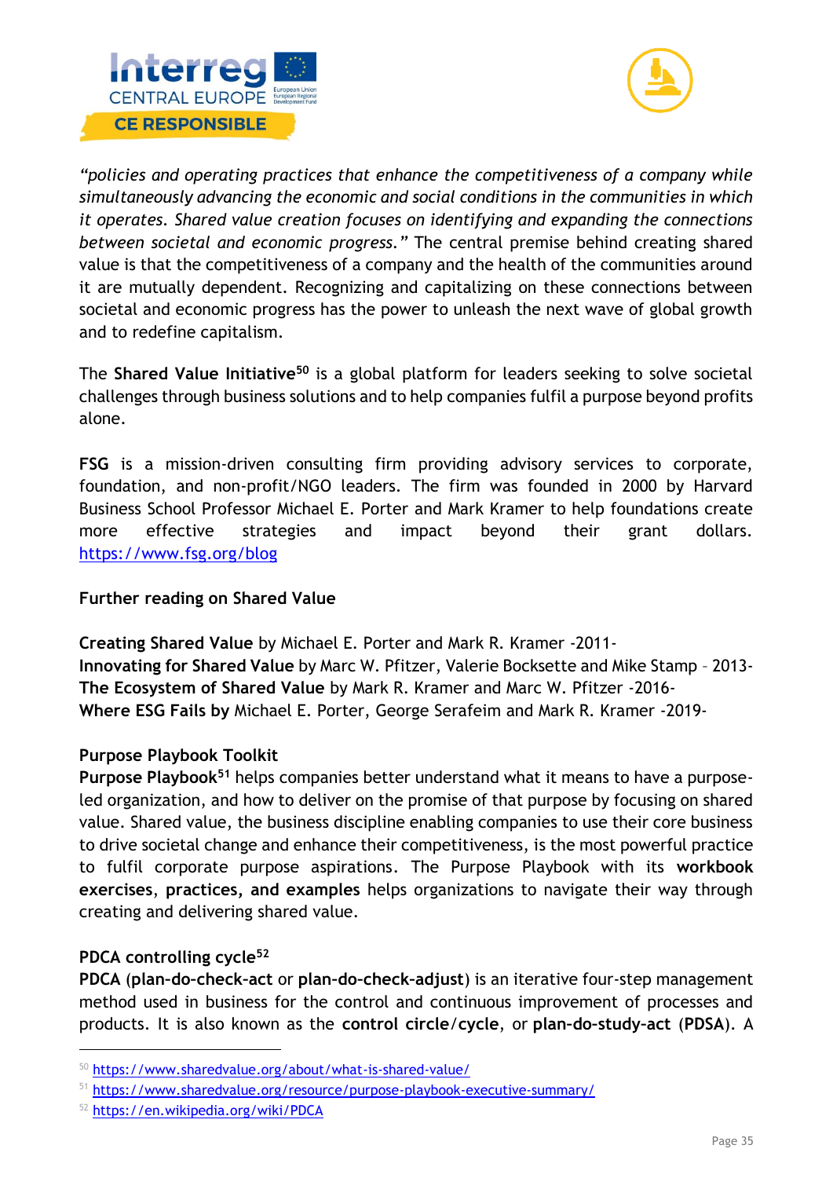*"policies and operating practices that enhance the competitiveness of a company while simultaneously advancing the economic and social conditions in the communities in which it operates. Shared value creation focuses on identifying and expanding the connections between societal and economic progress."* The central premise behind creating shared value is that the competitiveness of a company and the health of the communities around it are mutually dependent. Recognizing and capitalizing on these connections between societal and economic progress has the power to unleash the next wave of global growth and to redefine capitalism.

The **Shared Value Initiative**[50] is a global platform for leaders seeking to solve societal challenges through business solutions and to help companies fulfil a purpose beyond profits alone.

**FSG** is a mission-driven consulting firm providing advisory services to corporate, foundation, and non-profit/NGO leaders. The firm was founded in 2000 by Harvard Business School Professor Michael E. Porter and Mark Kramer to help foundations create more effective strategies and impact beyond their grant dollars. https://www.fsg.org/blog

**Further reading on Shared Value**

**Creating Shared Value** by Michael E. Porter and Mark R. Kramer -2011-
**Innovating for Shared Value** by Marc W. Pfitzer, Valerie Bocksette and Mike Stamp – 2013-
**The Ecosystem of Shared Value** by Mark R. Kramer and Marc W. Pfitzer -2016-
**Where ESG Fails by** Michael E. Porter, George Serafeim and Mark R. Kramer -2019-

**Purpose Playbook Toolkit**
**Purpose Playbook**[51] helps companies better understand what it means to have a purpose-led organization, and how to deliver on the promise of that purpose by focusing on shared value. Shared value, the business discipline enabling companies to use their core business to drive societal change and enhance their competitiveness, is the most powerful practice to fulfil corporate purpose aspirations. The Purpose Playbook with its **workbook exercises**, **practices, and examples** helps organizations to navigate their way through creating and delivering shared value.

**PDCA controlling cycle**[52]
**PDCA** (**plan-do-check-act** or **plan-do-check-adjust**) is an iterative four-step management method used in business for the control and continuous improvement of processes and products. It is also known as the **control circle**/**cycle**, or **plan-do-study-act** (**PDSA**). A

[50] https://www.sharedvalue.org/about/what-is-shared-value/
[51] https://www.sharedvalue.org/resource/purpose-playbook-executive-summary/
[52] https://en.wikipedia.org/wiki/PDCA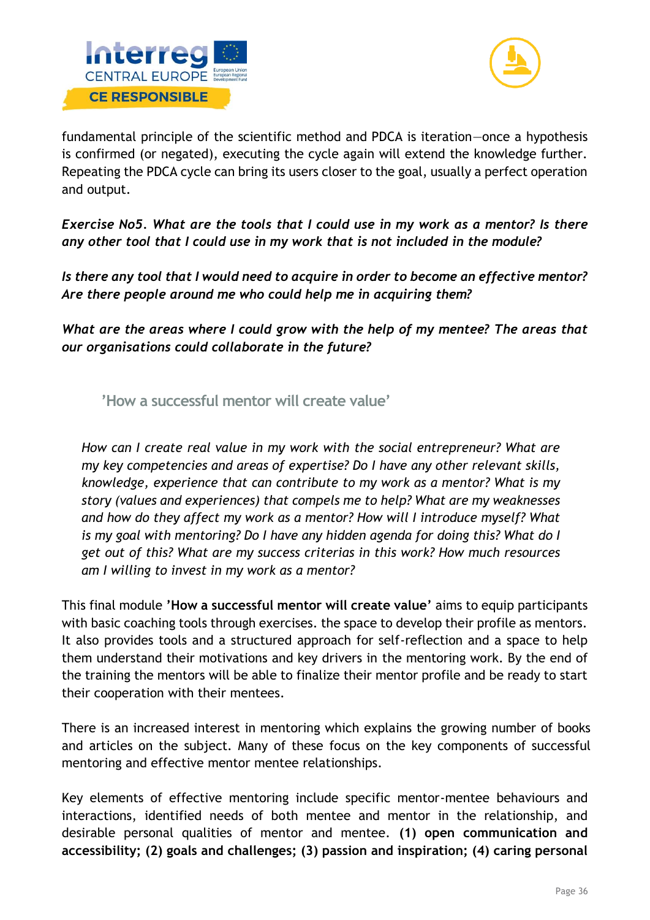fundamental principle of the scientific method and PDCA is iteration—once a hypothesis is confirmed (or negated), executing the cycle again will extend the knowledge further. Repeating the PDCA cycle can bring its users closer to the goal, usually a perfect operation and output.

***Exercise No5**. What are the tools that I could use in my work as a mentor? Is there any other tool that I could use in my work that is not included in the module?*

***Is there any tool that I would need to acquire in order to become an effective mentor? Are there people around me who could help me in acquiring them?***

***What are the areas where I could grow with the help of my mentee? The areas that our organisations could collaborate in the future?***

### 'How a successful mentor will create value'

> *How can I create real value in my work with the social entrepreneur? What are my key competencies and areas of expertise? Do I have any other relevant skills, knowledge, experience that can contribute to my work as a mentor? What is my story (values and experiences) that compels me to help? What are my weaknesses and how do they affect my work as a mentor? How will I introduce myself? What is my goal with mentoring? Do I have any hidden agenda for doing this? What do I get out of this? What are my success criterias in this work? How much resources am I willing to invest in my work as a mentor?*

This final module **'How a successful mentor will create value'** aims to equip participants with basic coaching tools through exercises. the space to develop their profile as mentors. It also provides tools and a structured approach for self-reflection and a space to help them understand their motivations and key drivers in the mentoring work. By the end of the training the mentors will be able to finalize their mentor profile and be ready to start their cooperation with their mentees.

There is an increased interest in mentoring which explains the growing number of books and articles on the subject. Many of these focus on the key components of successful mentoring and effective mentor mentee relationships.

Key elements of effective mentoring include specific mentor-mentee behaviours and interactions, identified needs of both mentee and mentor in the relationship, and desirable personal qualities of mentor and mentee. **(1) open communication and accessibility; (2) goals and challenges; (3) passion and inspiration; (4) caring personal**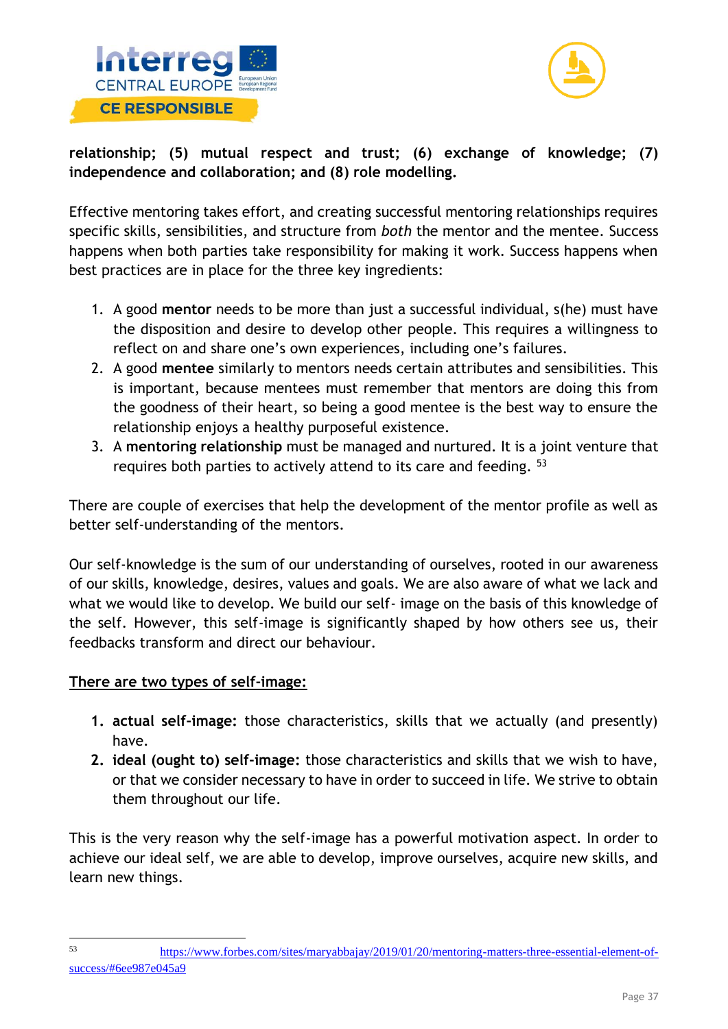**relationship; (5) mutual respect and trust; (6) exchange of knowledge; (7) independence and collaboration; and (8) role modelling.**

Effective mentoring takes effort, and creating successful mentoring relationships requires specific skills, sensibilities, and structure from *both* the mentor and the mentee. Success happens when both parties take responsibility for making it work. Success happens when best practices are in place for the three key ingredients:

1. A good **mentor** needs to be more than just a successful individual, s(he) must have the disposition and desire to develop other people. This requires a willingness to reflect on and share one's own experiences, including one's failures.
2. A good **mentee** similarly to mentors needs certain attributes and sensibilities. This is important, because mentees must remember that mentors are doing this from the goodness of their heart, so being a good mentee is the best way to ensure the relationship enjoys a healthy purposeful existence.
3. A **mentoring relationship** must be managed and nurtured. It is a joint venture that requires both parties to actively attend to its care and feeding. [53]

There are couple of exercises that help the development of the mentor profile as well as better self-understanding of the mentors.

Our self-knowledge is the sum of our understanding of ourselves, rooted in our awareness of our skills, knowledge, desires, values and goals. We are also aware of what we lack and what we would like to develop. We build our self- image on the basis of this knowledge of the self. However, this self-image is significantly shaped by how others see us, their feedbacks transform and direct our behaviour.

<u>There are two types of self-image:</u>

1. **actual self-image:** those characteristics, skills that we actually (and presently) have.
2. **ideal (ought to) self-image:** those characteristics and skills that we wish to have, or that we consider necessary to have in order to succeed in life. We strive to obtain them throughout our life.

This is the very reason why the self-image has a powerful motivation aspect. In order to achieve our ideal self, we are able to develop, improve ourselves, acquire new skills, and learn new things.

[53] https://www.forbes.com/sites/maryabbajay/2019/01/20/mentoring-matters-three-essential-element-of-success/#6ee987e045a9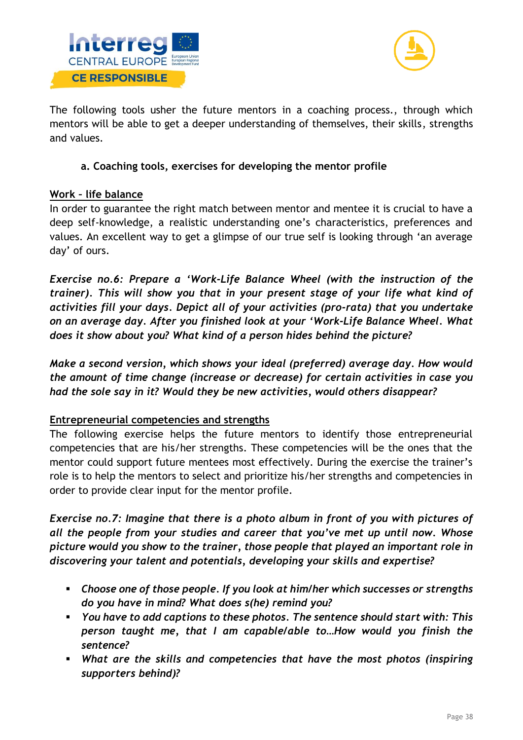The following tools usher the future mentors in a coaching process., through which mentors will be able to get a deeper understanding of themselves, their skills, strengths and values.

#### a. Coaching tools, exercises for developing the mentor profile

**Work – life balance**

In order to guarantee the right match between mentor and mentee it is crucial to have a deep self-knowledge, a realistic understanding one's characteristics, preferences and values. An excellent way to get a glimpse of our true self is looking through 'an average day' of ours.

***Exercise no.6: Prepare a 'Work-Life Balance Wheel (with the instruction of the trainer). This will show you that in your present stage of your life what kind of activities fill your days. Depict all of your activities (pro-rata) that you undertake on an average day. After you finished look at your 'Work-Life Balance Wheel. What does it show about you? What kind of a person hides behind the picture?***

***Make a second version, which shows your ideal (preferred) average day. How would the amount of time change (increase or decrease) for certain activities in case you had the sole say in it? Would they be new activities, would others disappear?***

**Entrepreneurial competencies and strengths**

The following exercise helps the future mentors to identify those entrepreneurial competencies that are his/her strengths. These competencies will be the ones that the mentor could support future mentees most effectively. During the exercise the trainer's role is to help the mentors to select and prioritize his/her strengths and competencies in order to provide clear input for the mentor profile.

***Exercise no.7: Imagine that there is a photo album in front of you with pictures of all the people from your studies and career that you've met up until now. Whose picture would you show to the trainer, those people that played an important role in discovering your talent and potentials, developing your skills and expertise?***

- ***Choose one of those people. If you look at him/her which successes or strengths do you have in mind? What does s(he) remind you?***
- ***You have to add captions to these photos. The sentence should start with: This person taught me, that I am capable/able to…How would you finish the sentence?***
- ***What are the skills and competencies that have the most photos (inspiring supporters behind)?***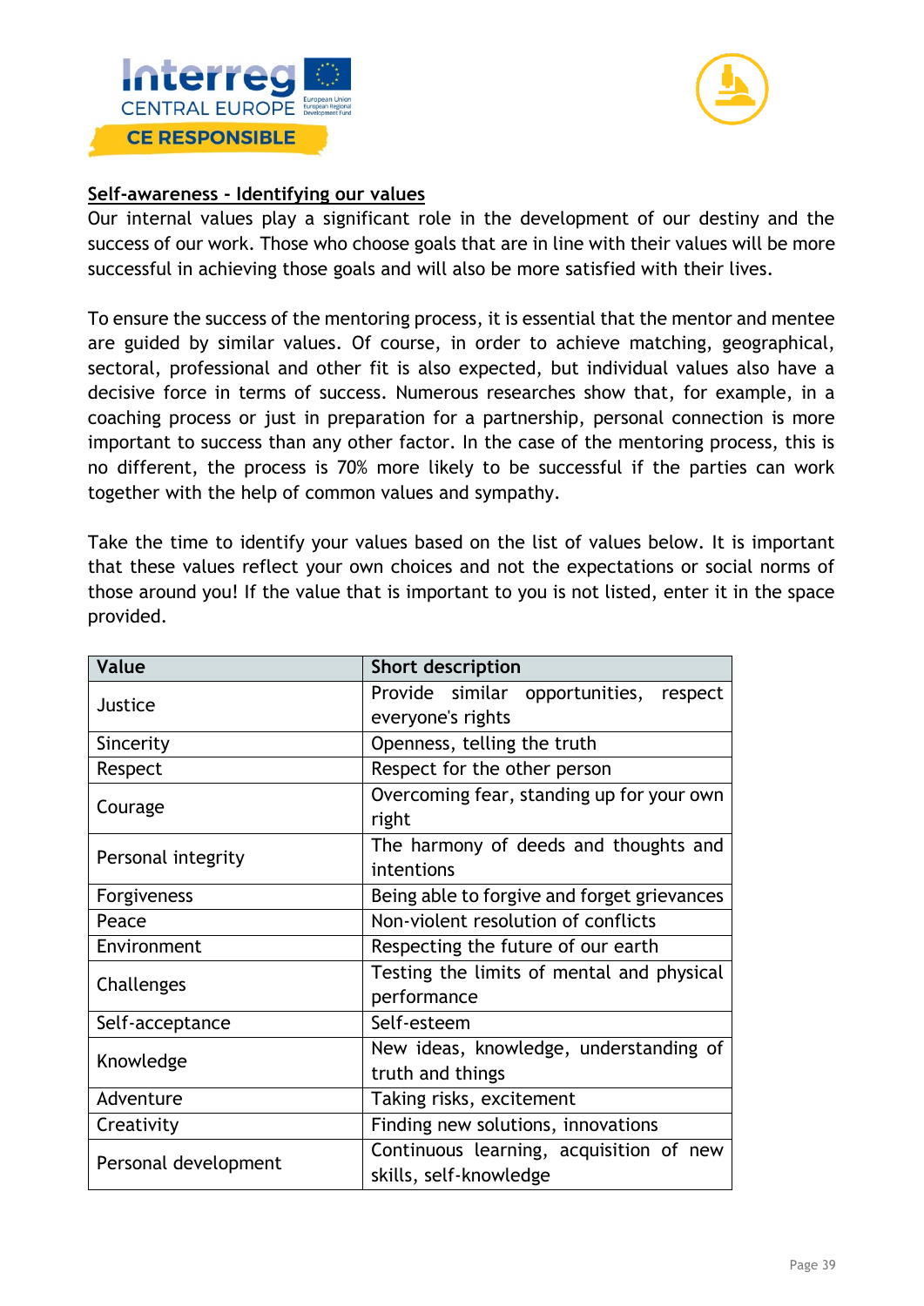**Self-awareness - Identifying our values**

Our internal values play a significant role in the development of our destiny and the success of our work. Those who choose goals that are in line with their values will be more successful in achieving those goals and will also be more satisfied with their lives.

To ensure the success of the mentoring process, it is essential that the mentor and mentee are guided by similar values. Of course, in order to achieve matching, geographical, sectoral, professional and other fit is also expected, but individual values also have a decisive force in terms of success. Numerous researches show that, for example, in a coaching process or just in preparation for a partnership, personal connection is more important to success than any other factor. In the case of the mentoring process, this is no different, the process is 70% more likely to be successful if the parties can work together with the help of common values and sympathy.

Take the time to identify your values based on the list of values below. It is important that these values reflect your own choices and not the expectations or social norms of those around you! If the value that is important to you is not listed, enter it in the space provided.

| Value | Short description |
|---|---|
| Justice | Provide similar opportunities, respect everyone's rights |
| Sincerity | Openness, telling the truth |
| Respect | Respect for the other person |
| Courage | Overcoming fear, standing up for your own right |
| Personal integrity | The harmony of deeds and thoughts and intentions |
| Forgiveness | Being able to forgive and forget grievances |
| Peace | Non-violent resolution of conflicts |
| Environment | Respecting the future of our earth |
| Challenges | Testing the limits of mental and physical performance |
| Self-acceptance | Self-esteem |
| Knowledge | New ideas, knowledge, understanding of truth and things |
| Adventure | Taking risks, excitement |
| Creativity | Finding new solutions, innovations |
| Personal development | Continuous learning, acquisition of new skills, self-knowledge |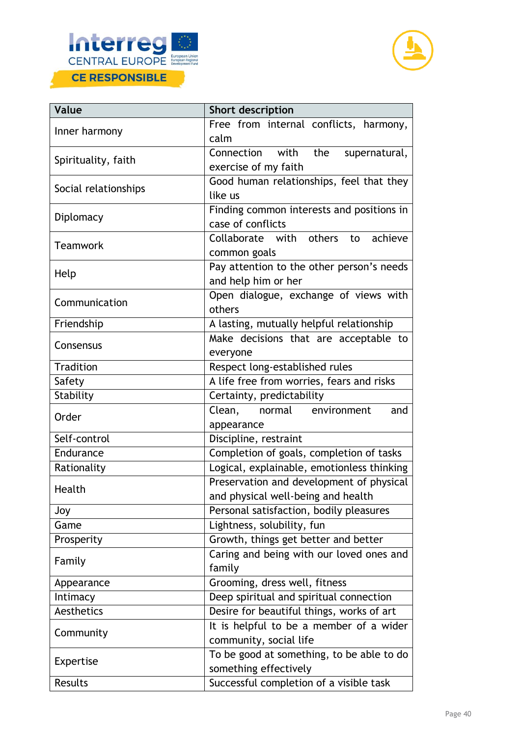| Value | Short description |
|---|---|
| Inner harmony | Free from internal conflicts, harmony, calm |
| Spirituality, faith | Connection with the supernatural, exercise of my faith |
| Social relationships | Good human relationships, feel that they like us |
| Diplomacy | Finding common interests and positions in case of conflicts |
| Teamwork | Collaborate with others to achieve common goals |
| Help | Pay attention to the other person's needs and help him or her |
| Communication | Open dialogue, exchange of views with others |
| Friendship | A lasting, mutually helpful relationship |
| Consensus | Make decisions that are acceptable to everyone |
| Tradition | Respect long-established rules |
| Safety | A life free from worries, fears and risks |
| Stability | Certainty, predictability |
| Order | Clean, normal environment and appearance |
| Self-control | Discipline, restraint |
| Endurance | Completion of goals, completion of tasks |
| Rationality | Logical, explainable, emotionless thinking |
| Health | Preservation and development of physical and physical well-being and health |
| Joy | Personal satisfaction, bodily pleasures |
| Game | Lightness, solubility, fun |
| Prosperity | Growth, things get better and better |
| Family | Caring and being with our loved ones and family |
| Appearance | Grooming, dress well, fitness |
| Intimacy | Deep spiritual and spiritual connection |
| Aesthetics | Desire for beautiful things, works of art |
| Community | It is helpful to be a member of a wider community, social life |
| Expertise | To be good at something, to be able to do something effectively |
| Results | Successful completion of a visible task |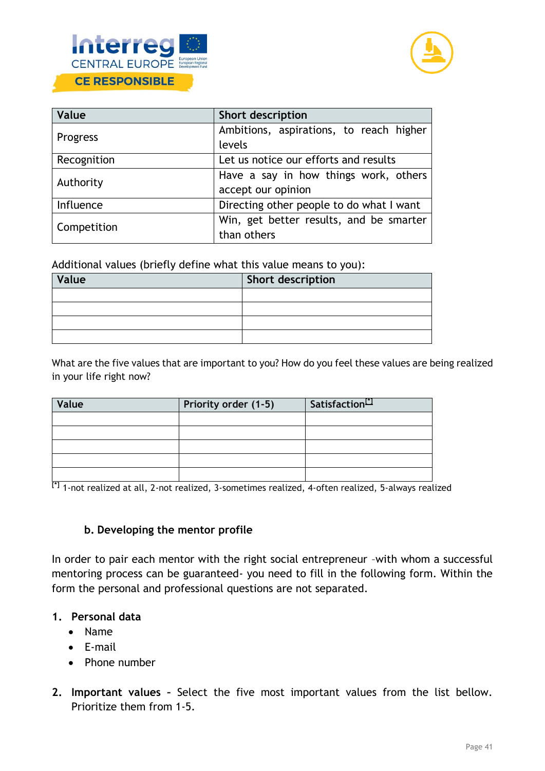| Value | Short description |
|---|---|
| Progress | Ambitions, aspirations, to reach higher levels |
| Recognition | Let us notice our efforts and results |
| Authority | Have a say in how things work, others accept our opinion |
| Influence | Directing other people to do what I want |
| Competition | Win, get better results, and be smarter than others |

Additional values (briefly define what this value means to you):

| Value | Short description |
|---|---|
| | |
| | |
| | |
| | |

What are the five values that are important to you? How do you feel these values are being realized in your life right now?

| Value | Priority order (1-5) | Satisfaction[*] |
|---|---|---|
| | | |
| | | |
| | | |
| | | |
| | | |

[*] 1-not realized at all, 2-not realized, 3-sometimes realized, 4-often realized, 5-always realized

### b. Developing the mentor profile

In order to pair each mentor with the right social entrepreneur –with whom a successful mentoring process can be guaranteed- you need to fill in the following form. Within the form the personal and professional questions are not separated.

1. **Personal data**
   - Name
   - E-mail
   - Phone number

2. **Important values** – Select the five most important values from the list bellow. Prioritize them from 1-5.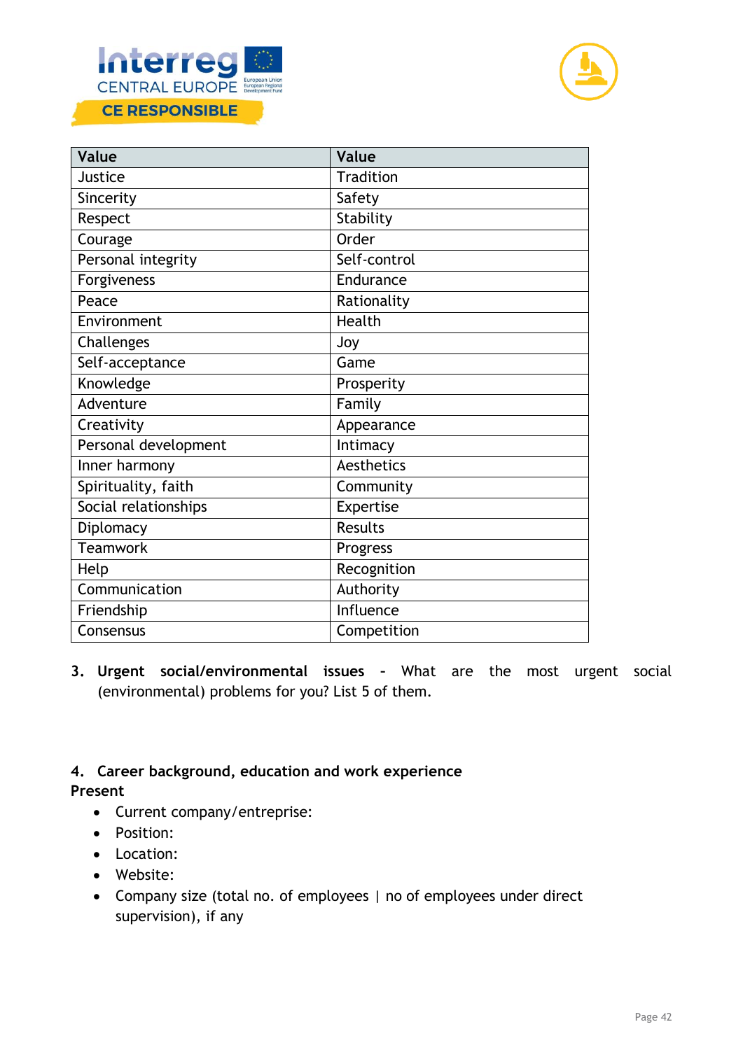| Value | Value |
|---|---|
| Justice | Tradition |
| Sincerity | Safety |
| Respect | Stability |
| Courage | Order |
| Personal integrity | Self-control |
| Forgiveness | Endurance |
| Peace | Rationality |
| Environment | Health |
| Challenges | Joy |
| Self-acceptance | Game |
| Knowledge | Prosperity |
| Adventure | Family |
| Creativity | Appearance |
| Personal development | Intimacy |
| Inner harmony | Aesthetics |
| Spirituality, faith | Community |
| Social relationships | Expertise |
| Diplomacy | Results |
| Teamwork | Progress |
| Help | Recognition |
| Communication | Authority |
| Friendship | Influence |
| Consensus | Competition |

3. **Urgent social/environmental issues** - What are the most urgent social (environmental) problems for you? List 5 of them.

4. **Career background, education and work experience**

**Present**

- Current company/entreprise:
- Position:
- Location:
- Website:
- Company size (total no. of employees | no of employees under direct supervision), if any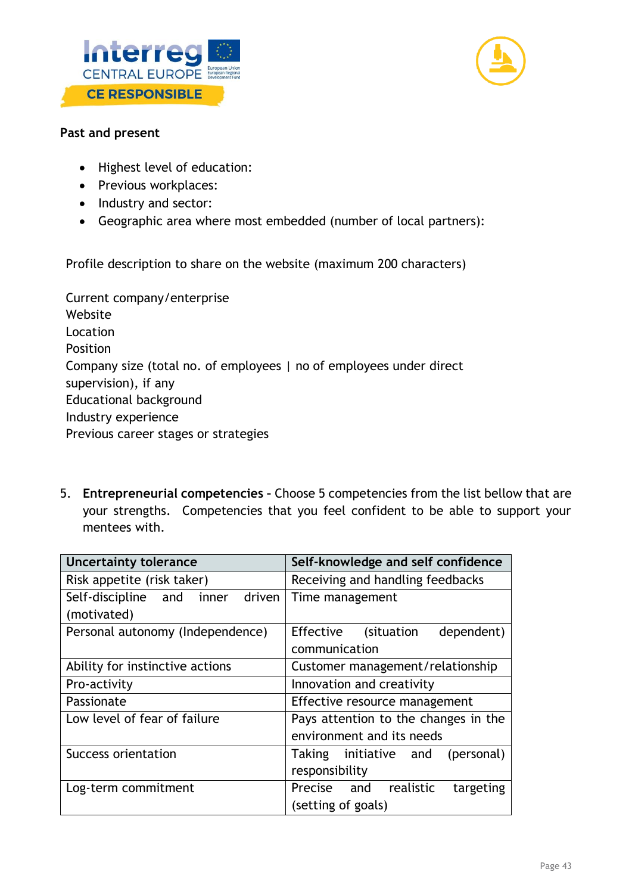**Past and present**

- Highest level of education:
- Previous workplaces:
- Industry and sector:
- Geographic area where most embedded (number of local partners):

Profile description to share on the website (maximum 200 characters)

Current company/enterprise
Website
Location
Position
Company size (total no. of employees | no of employees under direct supervision), if any
Educational background
Industry experience
Previous career stages or strategies

5. **Entrepreneurial competencies** – Choose 5 competencies from the list bellow that are your strengths. Competencies that you feel confident to be able to support your mentees with.

| Uncertainty tolerance | Self-knowledge and self confidence |
|---|---|
| Risk appetite (risk taker) | Receiving and handling feedbacks |
| Self-discipline and inner driven (motivated) | Time management |
| Personal autonomy (Independence) | Effective (situation dependent) communication |
| Ability for instinctive actions | Customer management/relationship |
| Pro-activity | Innovation and creativity |
| Passionate | Effective resource management |
| Low level of fear of failure | Pays attention to the changes in the environment and its needs |
| Success orientation | Taking initiative and (personal) responsibility |
| Log-term commitment | Precise and realistic targeting (setting of goals) |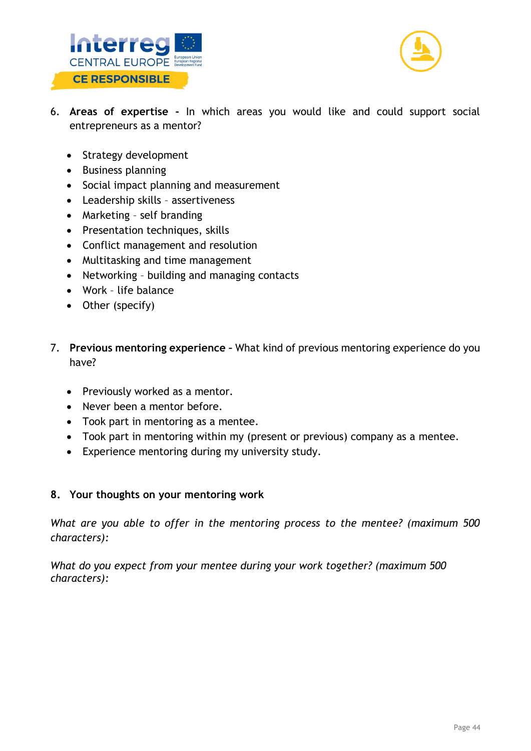6. **Areas of expertise -** In which areas you would like and could support social entrepreneurs as a mentor?

    - Strategy development
    - Business planning
    - Social impact planning and measurement
    - Leadership skills – assertiveness
    - Marketing – self branding
    - Presentation techniques, skills
    - Conflict management and resolution
    - Multitasking and time management
    - Networking – building and managing contacts
    - Work – life balance
    - Other (specify)

7. **Previous mentoring experience -** What kind of previous mentoring experience do you have?

    - Previously worked as a mentor.
    - Never been a mentor before.
    - Took part in mentoring as a mentee.
    - Took part in mentoring within my (present or previous) company as a mentee.
    - Experience mentoring during my university study.

8. **Your thoughts on your mentoring work**

*What are you able to offer in the mentoring process to the mentee? (maximum 500 characters):*

*What do you expect from your mentee during your work together? (maximum 500 characters):*